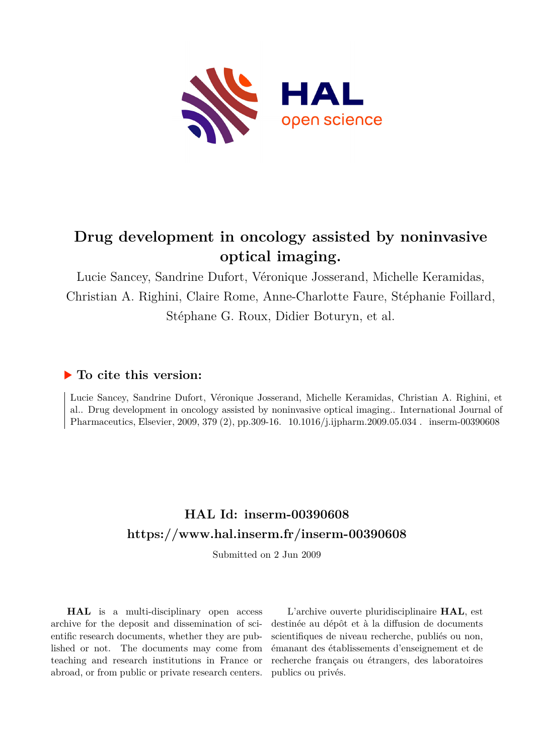# Drug development in oncology assisted by noninvasive optical imaging.

Lucie Sancey, Sandrine Dufort, Véronique Josserand, Michelle Keramidas, Christian A. Righini, Claire Rome, Anne-Charlotte Faure, Stéphanie Foillard, Stéphane G. Roux, Didier Boturyn, et al.

## ▶ To cite this version:

Lucie Sancey, Sandrine Dufort, Véronique Josserand, Michelle Keramidas, Christian A. Righini, et al.. Drug development in oncology assisted by noninvasive optical imaging.. International Journal of Pharmaceutics, Elsevier, 2009, 379 (2), pp.309-16. 10.1016/j.ijpharm.2009.05.034 . inserm-00390608

## HAL Id: inserm-00390608

## https://www.hal.inserm.fr/inserm-00390608

Submitted on 2 Jun 2009

**HAL** is a multi-disciplinary open access archive for the deposit and dissemination of scientific research documents, whether they are published or not. The documents may come from teaching and research institutions in France or abroad, or from public or private research centers.

L'archive ouverte pluridisciplinaire **HAL**, est destinée au dépôt et à la diffusion de documents scientifiques de niveau recherche, publiés ou non, émanant des établissements d'enseignement et de recherche français ou étrangers, des laboratoires publics ou privés.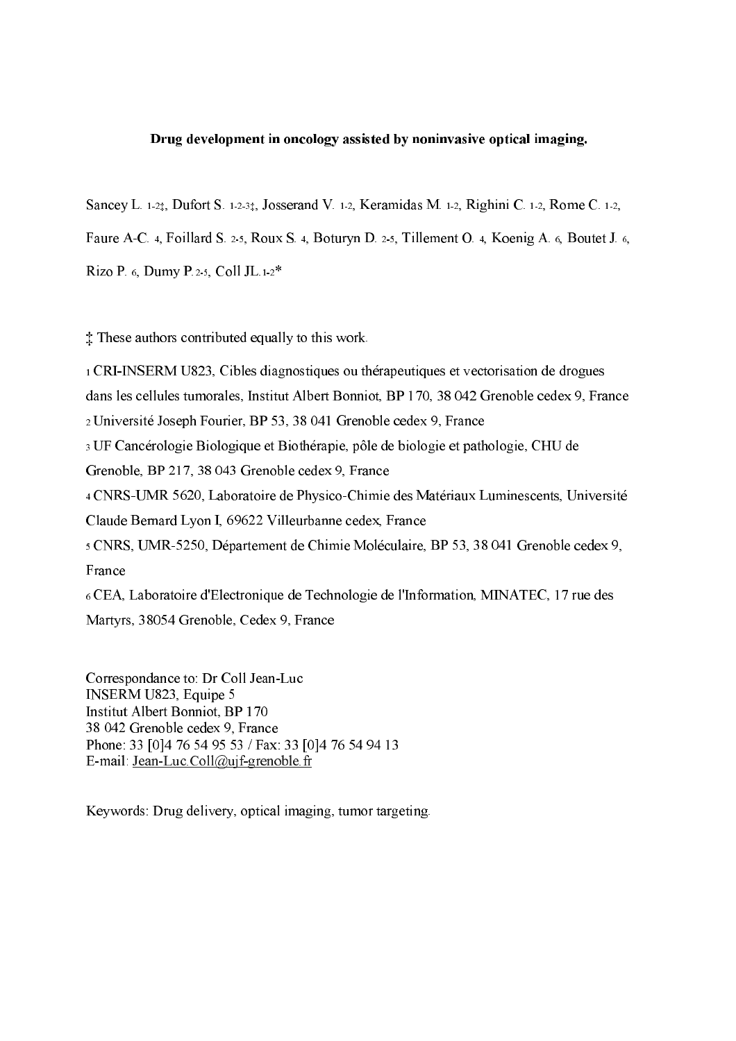**Drug development in oncology assisted by noninvasive optical imaging.**

Sancey L. [1-2‡], Dufort S. [1-2-3‡], Josserand V. [1-2], Keramidas M. [1-2], Righini C. [1-2], Rome C. [1-2], Faure A-C. [4], Foillard S. [2-5], Roux S. [4], Boturyn D. [2-5], Tillement O. [4], Koenig A. [6], Boutet J. [6], Rizo P. [6], Dumy P. [2-5], Coll JL. [1-2]*

‡ These authors contributed equally to this work.

[1] CRI-INSERM U823, Cibles diagnostiques ou thérapeutiques et vectorisation de drogues dans les cellules tumorales, Institut Albert Bonniot, BP 170, 38 042 Grenoble cedex 9, France

[2] Université Joseph Fourier, BP 53, 38 041 Grenoble cedex 9, France

[3] UF Cancérologie Biologique et Biothérapie, pôle de biologie et pathologie, CHU de Grenoble, BP 217, 38 043 Grenoble cedex 9, France

[4] CNRS-UMR 5620, Laboratoire de Physico-Chimie des Matériaux Luminescents, Université Claude Bernard Lyon I, 69622 Villeurbanne cedex, France

[5] CNRS, UMR-5250, Département de Chimie Moléculaire, BP 53, 38 041 Grenoble cedex 9, France

[6] CEA, Laboratoire d'Electronique de Technologie de l'Information, MINATEC, 17 rue des Martyrs, 38054 Grenoble, Cedex 9, France

Correspondance to: Dr Coll Jean-Luc
INSERM U823, Equipe 5
Institut Albert Bonniot, BP 170
38 042 Grenoble cedex 9, France
Phone: 33 [0]4 76 54 95 53 / Fax: 33 [0]4 76 54 94 13
E-mail: Jean-Luc.Coll@ujf-grenoble.fr

Keywords: Drug delivery, optical imaging, tumor targeting.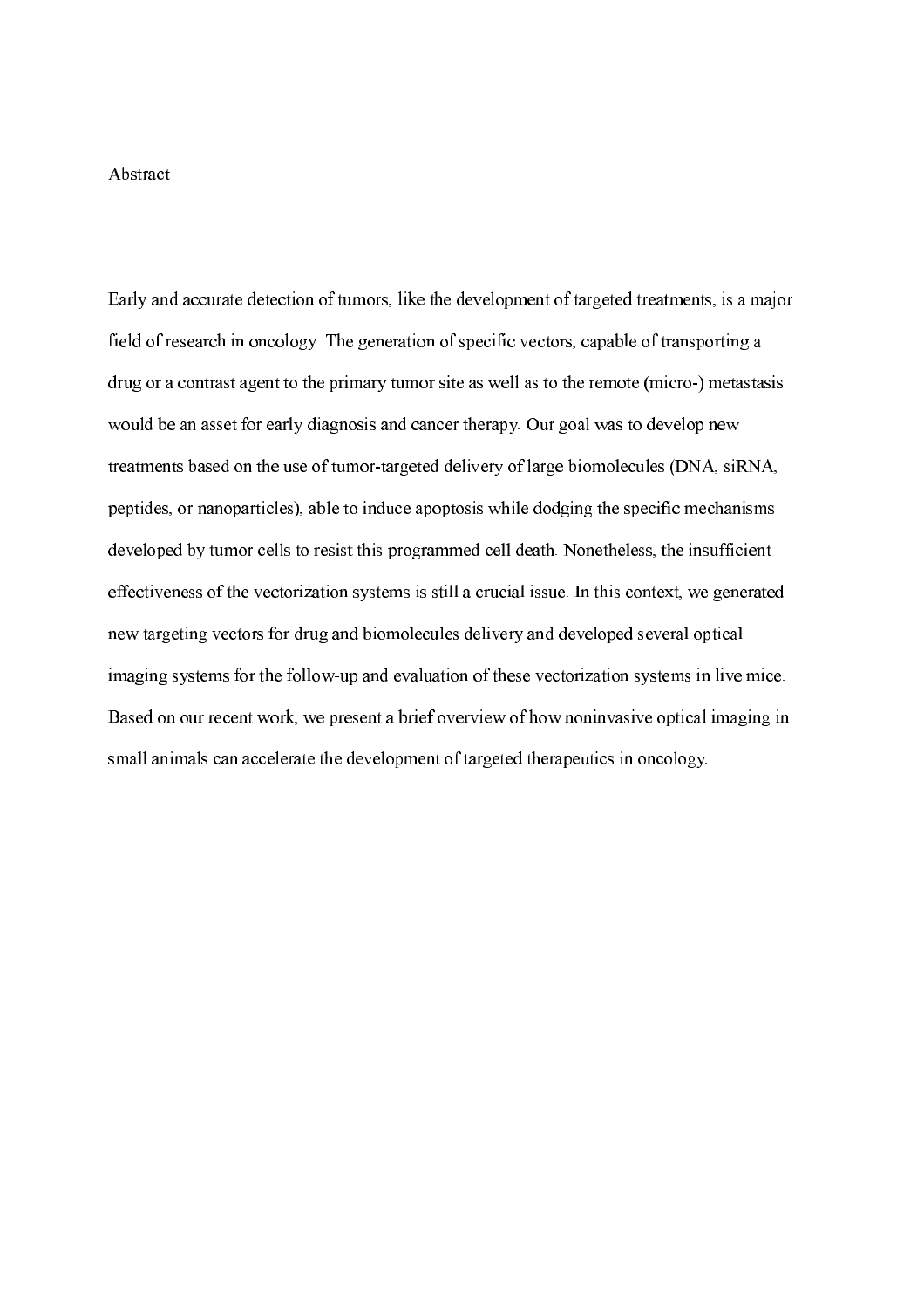## Abstract

Early and accurate detection of tumors, like the development of targeted treatments, is a major field of research in oncology. The generation of specific vectors, capable of transporting a drug or a contrast agent to the primary tumor site as well as to the remote (micro-) metastasis would be an asset for early diagnosis and cancer therapy. Our goal was to develop new treatments based on the use of tumor-targeted delivery of large biomolecules (DNA, siRNA, peptides, or nanoparticles), able to induce apoptosis while dodging the specific mechanisms developed by tumor cells to resist this programmed cell death. Nonetheless, the insufficient effectiveness of the vectorization systems is still a crucial issue. In this context, we generated new targeting vectors for drug and biomolecules delivery and developed several optical imaging systems for the follow-up and evaluation of these vectorization systems in live mice. Based on our recent work, we present a brief overview of how noninvasive optical imaging in small animals can accelerate the development of targeted therapeutics in oncology.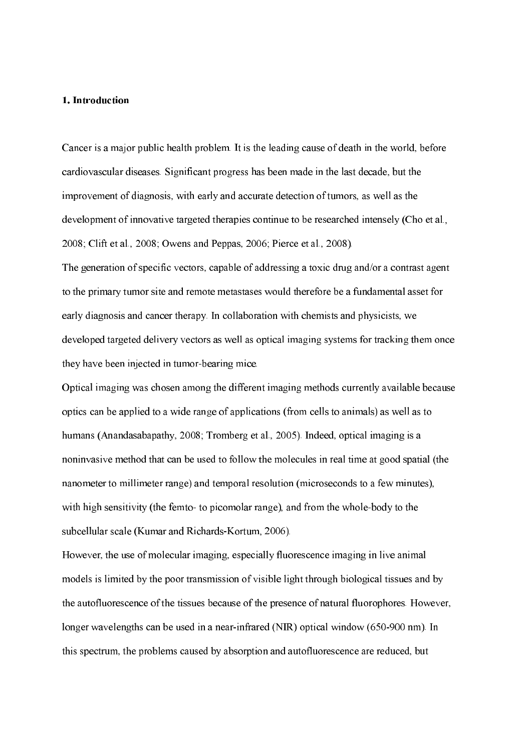**1. Introduction**

Cancer is a major public health problem. It is the leading cause of death in the world, before cardiovascular diseases. Significant progress has been made in the last decade, but the improvement of diagnosis, with early and accurate detection of tumors, as well as the development of innovative targeted therapies continue to be researched intensely (Cho et al., 2008; Clift et al., 2008; Owens and Peppas, 2006; Pierce et al., 2008).

The generation of specific vectors, capable of addressing a toxic drug and/or a contrast agent to the primary tumor site and remote metastases would therefore be a fundamental asset for early diagnosis and cancer therapy. In collaboration with chemists and physicists, we developed targeted delivery vectors as well as optical imaging systems for tracking them once they have been injected in tumor-bearing mice.

Optical imaging was chosen among the different imaging methods currently available because optics can be applied to a wide range of applications (from cells to animals) as well as to humans (Anandasabapathy, 2008; Tromberg et al., 2005). Indeed, optical imaging is a noninvasive method that can be used to follow the molecules in real time at good spatial (the nanometer to millimeter range) and temporal resolution (microseconds to a few minutes), with high sensitivity (the femto- to picomolar range), and from the whole-body to the subcellular scale (Kumar and Richards-Kortum, 2006).

However, the use of molecular imaging, especially fluorescence imaging in live animal models is limited by the poor transmission of visible light through biological tissues and by the autofluorescence of the tissues because of the presence of natural fluorophores. However, longer wavelengths can be used in a near-infrared (NIR) optical window (650-900 nm). In this spectrum, the problems caused by absorption and autofluorescence are reduced, but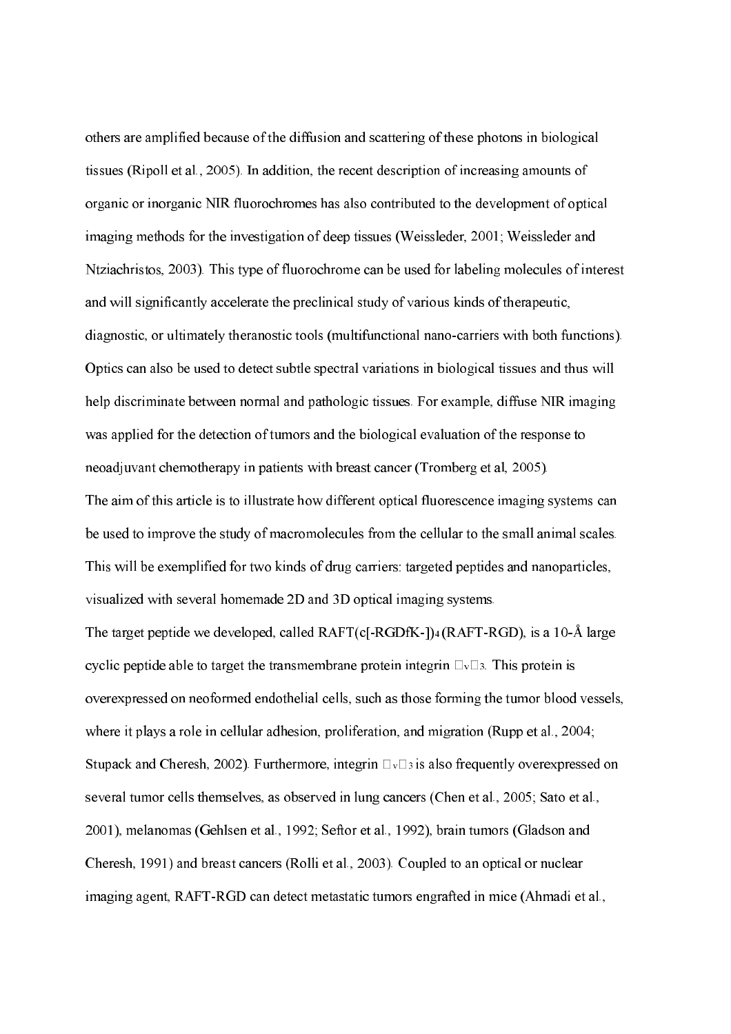others are amplified because of the diffusion and scattering of these photons in biological tissues (Ripoll et al., 2005). In addition, the recent description of increasing amounts of organic or inorganic NIR fluorochromes has also contributed to the development of optical imaging methods for the investigation of deep tissues (Weissleder, 2001; Weissleder and Ntziachristos, 2003). This type of fluorochrome can be used for labeling molecules of interest and will significantly accelerate the preclinical study of various kinds of therapeutic, diagnostic, or ultimately theranostic tools (multifunctional nano-carriers with both functions). Optics can also be used to detect subtle spectral variations in biological tissues and thus will help discriminate between normal and pathologic tissues. For example, diffuse NIR imaging was applied for the detection of tumors and the biological evaluation of the response to neoadjuvant chemotherapy in patients with breast cancer (Tromberg et al, 2005).

The aim of this article is to illustrate how different optical fluorescence imaging systems can be used to improve the study of macromolecules from the cellular to the small animal scales. This will be exemplified for two kinds of drug carriers: targeted peptides and nanoparticles, visualized with several homemade 2D and 3D optical imaging systems.

The target peptide we developed, called RAFT(c[-RGDfK-])$_4$ (RAFT-RGD), is a 10-Å large cyclic peptide able to target the transmembrane protein integrin $\alpha_v\beta_3$. This protein is overexpressed on neoformed endothelial cells, such as those forming the tumor blood vessels, where it plays a role in cellular adhesion, proliferation, and migration (Rupp et al., 2004; Stupack and Cheresh, 2002). Furthermore, integrin $\alpha_v\beta_3$ is also frequently overexpressed on several tumor cells themselves, as observed in lung cancers (Chen et al., 2005; Sato et al., 2001), melanomas (Gehlsen et al., 1992; Seftor et al., 1992), brain tumors (Gladson and Cheresh, 1991) and breast cancers (Rolli et al., 2003). Coupled to an optical or nuclear imaging agent, RAFT-RGD can detect metastatic tumors engrafted in mice (Ahmadi et al.,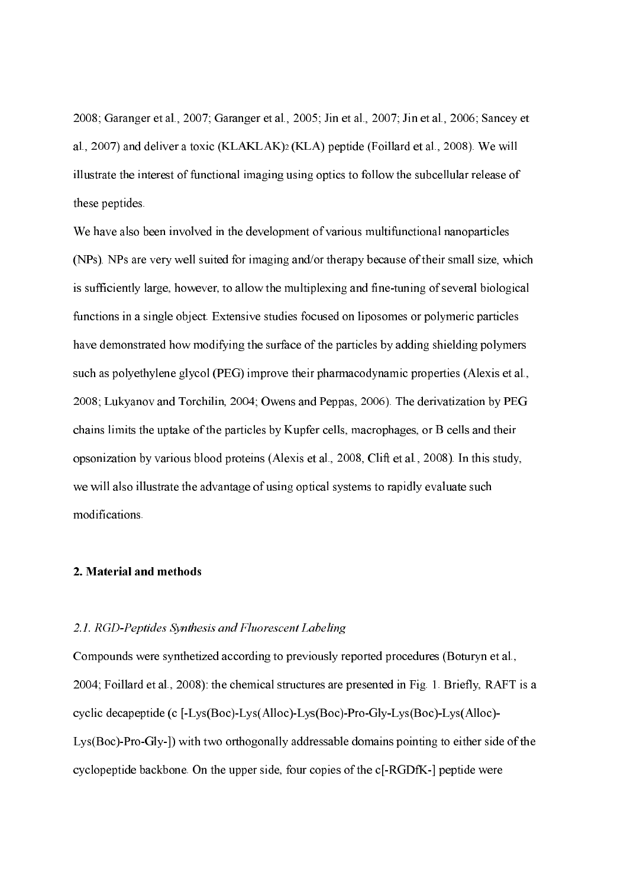2008; Garanger et al., 2007; Garanger et al., 2005; Jin et al., 2007; Jin et al., 2006; Sancey et al., 2007) and deliver a toxic $(KLAKLAK)_2$ (KLA) peptide (Foillard et al., 2008). We will illustrate the interest of functional imaging using optics to follow the subcellular release of these peptides.

We have also been involved in the development of various multifunctional nanoparticles (NPs). NPs are very well suited for imaging and/or therapy because of their small size, which is sufficiently large, however, to allow the multiplexing and fine-tuning of several biological functions in a single object. Extensive studies focused on liposomes or polymeric particles have demonstrated how modifying the surface of the particles by adding shielding polymers such as polyethylene glycol (PEG) improve their pharmacodynamic properties (Alexis et al., 2008; Lukyanov and Torchilin, 2004; Owens and Peppas, 2006). The derivatization by PEG chains limits the uptake of the particles by Kupfer cells, macrophages, or B cells and their opsonization by various blood proteins (Alexis et al., 2008, Clift et al., 2008). In this study, we will also illustrate the advantage of using optical systems to rapidly evaluate such modifications.

## 2. Material and methods

### *2.1. RGD-Peptides Synthesis and Fluorescent Labeling*

Compounds were synthetized according to previously reported procedures (Boturyn et al., 2004; Foillard et al., 2008): the chemical structures are presented in Fig. 1. Briefly, RAFT is a cyclic decapeptide (c [-Lys(Boc)-Lys(Alloc)-Lys(Boc)-Pro-Gly-Lys(Boc)-Lys(Alloc)-Lys(Boc)-Pro-Gly-]) with two orthogonally addressable domains pointing to either side of the cyclopeptide backbone. On the upper side, four copies of the c[-RGDfK-] peptide were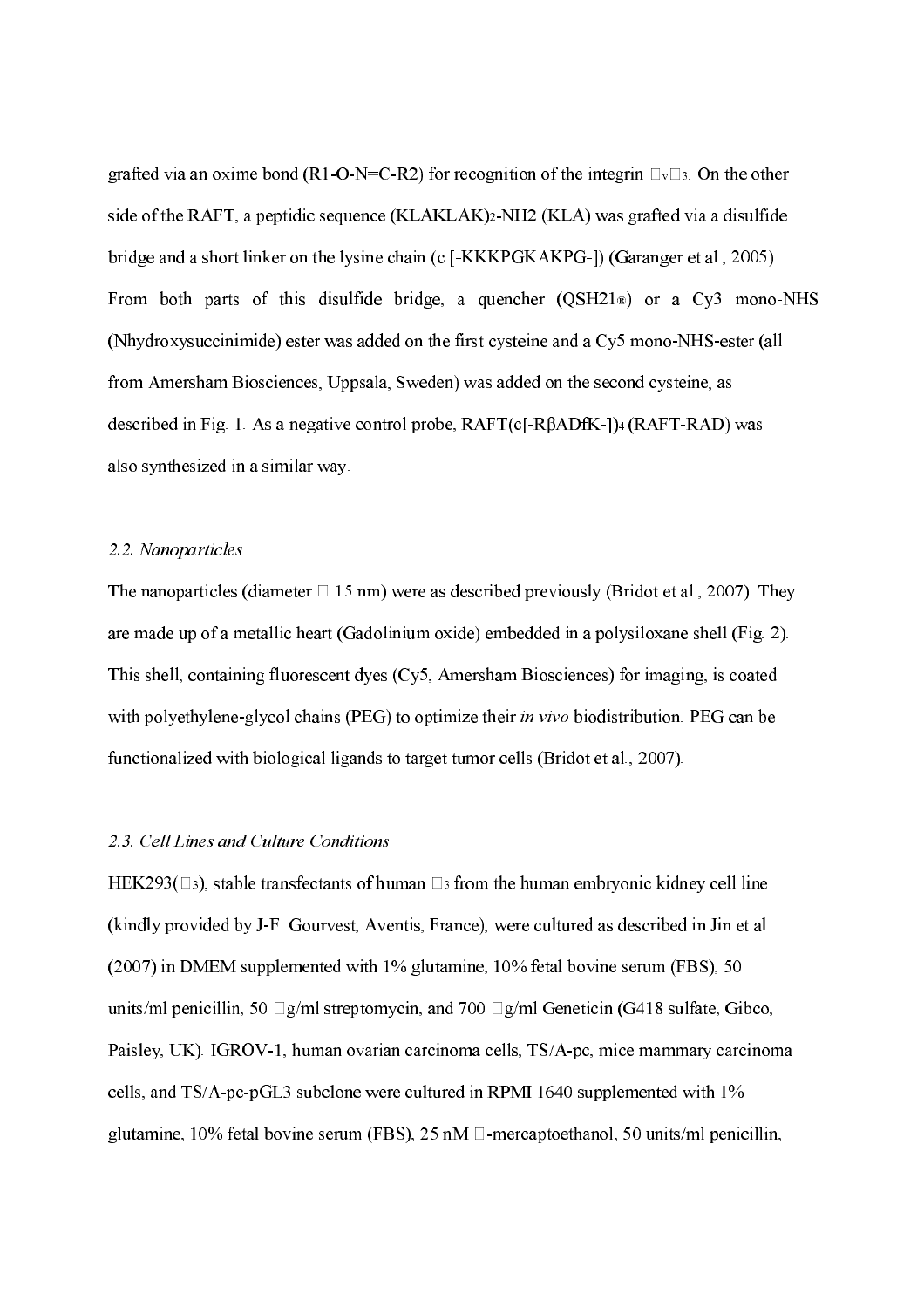grafted via an oxime bond (R1-O-N=C-R2) for recognition of the integrin $\alpha_v\beta_3$. On the other side of the RAFT, a peptidic sequence $(KLAKLAK)_2-NH2$ (KLA) was grafted via a disulfide bridge and a short linker on the lysine chain (c [-KKKPGKAKPG-]) (Garanger et al., 2005). From both parts of this disulfide bridge, a quencher (QSH21®) or a Cy3 mono-NHS (Nhydroxysuccinimide) ester was added on the first cysteine and a Cy5 mono-NHS-ester (all from Amersham Biosciences, Uppsala, Sweden) was added on the second cysteine, as described in Fig. 1. As a negative control probe, $RAFT(c[-R\beta ADfK-])_4$ (RAFT-RAD) was also synthesized in a similar way.

### *2.2. Nanoparticles*

The nanoparticles (diameter $\approx$ 15 nm) were as described previously (Bridot et al., 2007). They are made up of a metallic heart (Gadolinium oxide) embedded in a polysiloxane shell (Fig. 2). This shell, containing fluorescent dyes (Cy5, Amersham Biosciences) for imaging, is coated with polyethylene-glycol chains (PEG) to optimize their *in vivo* biodistribution. PEG can be functionalized with biological ligands to target tumor cells (Bridot et al., 2007).

### *2.3. Cell Lines and Culture Conditions*

HEK293($\beta_3$), stable transfectants of human $\beta_3$ from the human embryonic kidney cell line (kindly provided by J-F. Gourvest, Aventis, France), were cultured as described in Jin et al. (2007) in DMEM supplemented with 1% glutamine, 10% fetal bovine serum (FBS), 50 units/ml penicillin, 50 $\mu$g/ml streptomycin, and 700 $\mu$g/ml Geneticin (G418 sulfate, Gibco, Paisley, UK). IGROV-1, human ovarian carcinoma cells, TS/A-pc, mice mammary carcinoma cells, and TS/A-pc-pGL3 subclone were cultured in RPMI 1640 supplemented with 1% glutamine, 10% fetal bovine serum (FBS), 25 nM $\beta$-mercaptoethanol, 50 units/ml penicillin,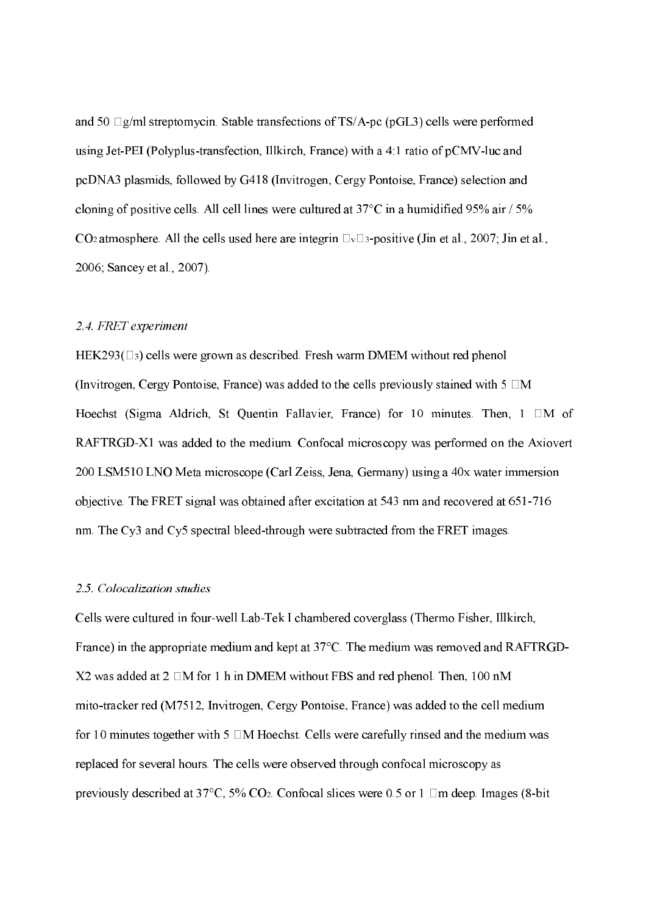and 50 μg/ml streptomycin. Stable transfections of TS/A-pc (pGL3) cells were performed using Jet-PEI (Polyplus-transfection, Illkirch, France) with a 4:1 ratio of pCMV-luc and pcDNA3 plasmids, followed by G418 (Invitrogen, Cergy Pontoise, France) selection and cloning of positive cells. All cell lines were cultured at 37°C in a humidified 95% air / 5% $CO_2$ atmosphere. All the cells used here are integrin $\alpha_v\beta_3$-positive (Jin et al., 2007; Jin et al., 2006; Sancey et al., 2007).

### *2.4. FRET experiment*

HEK293($\beta_3$) cells were grown as described. Fresh warm DMEM without red phenol (Invitrogen, Cergy Pontoise, France) was added to the cells previously stained with 5 μM Hoechst (Sigma Aldrich, St Quentin Fallavier, France) for 10 minutes. Then, 1 μM of RAFTRGD-X1 was added to the medium. Confocal microscopy was performed on the Axiovert 200 LSM510 LNO Meta microscope (Carl Zeiss, Jena, Germany) using a 40x water immersion objective. The FRET signal was obtained after excitation at 543 nm and recovered at 651-716 nm. The Cy3 and Cy5 spectral bleed-through were subtracted from the FRET images.

### *2.5. Colocalization studies*

Cells were cultured in four-well Lab-Tek I chambered coverglass (Thermo Fisher, Illkirch, France) in the appropriate medium and kept at 37°C. The medium was removed and RAFTRGD-X2 was added at 2 μM for 1 h in DMEM without FBS and red phenol. Then, 100 nM mito-tracker red (M7512, Invitrogen, Cergy Pontoise, France) was added to the cell medium for 10 minutes together with 5 μM Hoechst. Cells were carefully rinsed and the medium was replaced for several hours. The cells were observed through confocal microscopy as previously described at 37°C, 5% $CO_2$. Confocal slices were 0.5 or 1 μm deep. Images (8-bit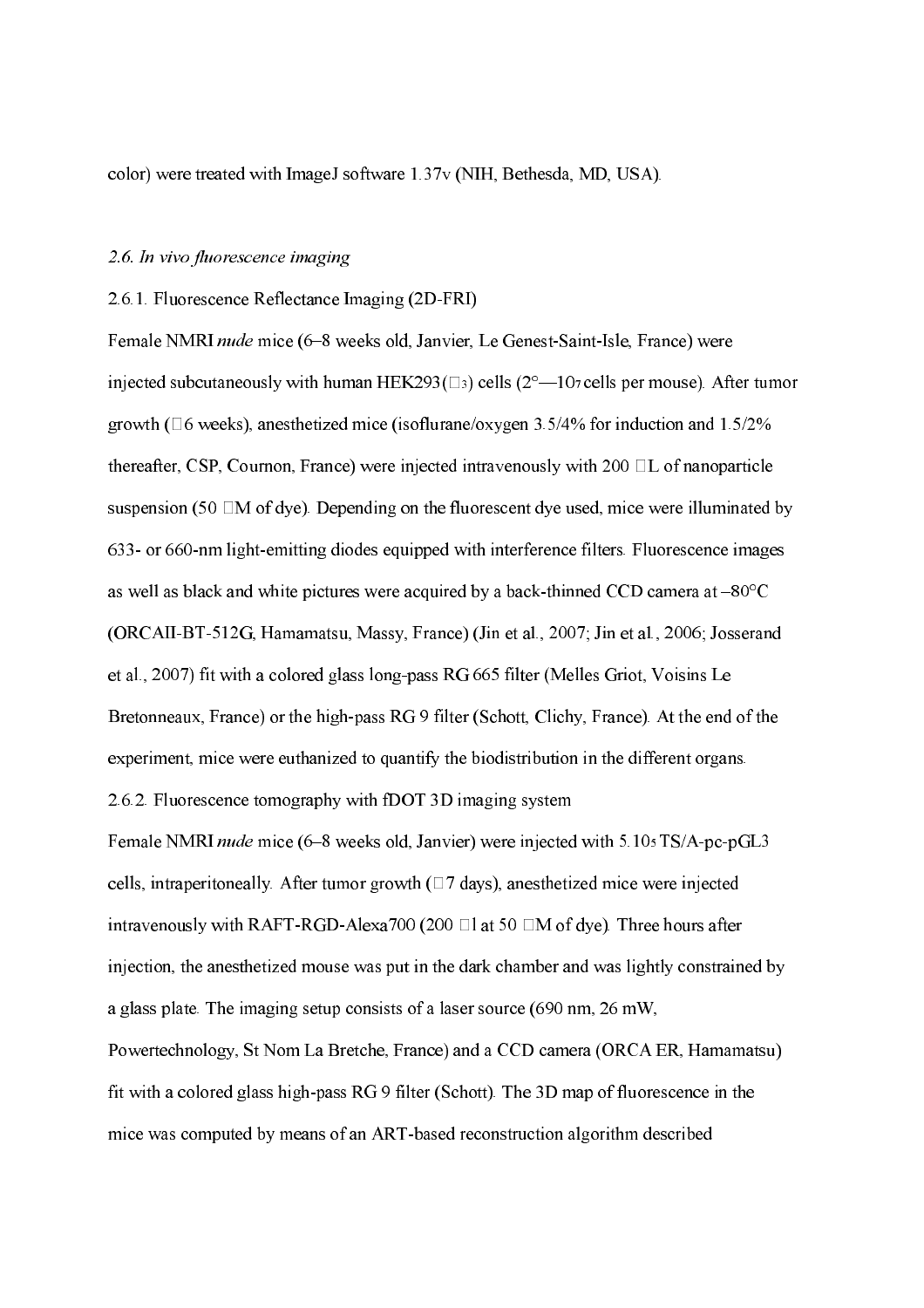color) were treated with ImageJ software 1.37v (NIH, Bethesda, MD, USA).

### *2.6. In vivo fluorescence imaging*

#### 2.6.1. Fluorescence Reflectance Imaging (2D-FRI)

Female NMRI *nude* mice (6–8 weeks old, Janvier, Le Genest-Saint-Isle, France) were injected subcutaneously with human HEK293(□3) cells (2°—$10^7$ cells per mouse). After tumor growth (□6 weeks), anesthetized mice (isoflurane/oxygen 3.5/4% for induction and 1.5/2% thereafter, CSP, Cournon, France) were injected intravenously with 200 □L of nanoparticle suspension (50 □M of dye). Depending on the fluorescent dye used, mice were illuminated by 633- or 660-nm light-emitting diodes equipped with interference filters. Fluorescence images as well as black and white pictures were acquired by a back-thinned CCD camera at –80°C (ORCAII-BT-512G, Hamamatsu, Massy, France) (Jin et al., 2007; Jin et al., 2006; Josserand et al., 2007) fit with a colored glass long-pass RG 665 filter (Melles Griot, Voisins Le Bretonneaux, France) or the high-pass RG 9 filter (Schott, Clichy, France). At the end of the experiment, mice were euthanized to quantify the biodistribution in the different organs.

#### 2.6.2. Fluorescence tomography with fDOT 3D imaging system

Female NMRI *nude* mice (6–8 weeks old, Janvier) were injected with 5.$10^5$ TS/A-pc-pGL3 cells, intraperitoneally. After tumor growth (□7 days), anesthetized mice were injected intravenously with RAFT-RGD-Alexa700 (200 □l at 50 □M of dye). Three hours after injection, the anesthetized mouse was put in the dark chamber and was lightly constrained by a glass plate. The imaging setup consists of a laser source (690 nm, 26 mW, Powertechnology, St Nom La Bretche, France) and a CCD camera (ORCA ER, Hamamatsu) fit with a colored glass high-pass RG 9 filter (Schott). The 3D map of fluorescence in the mice was computed by means of an ART-based reconstruction algorithm described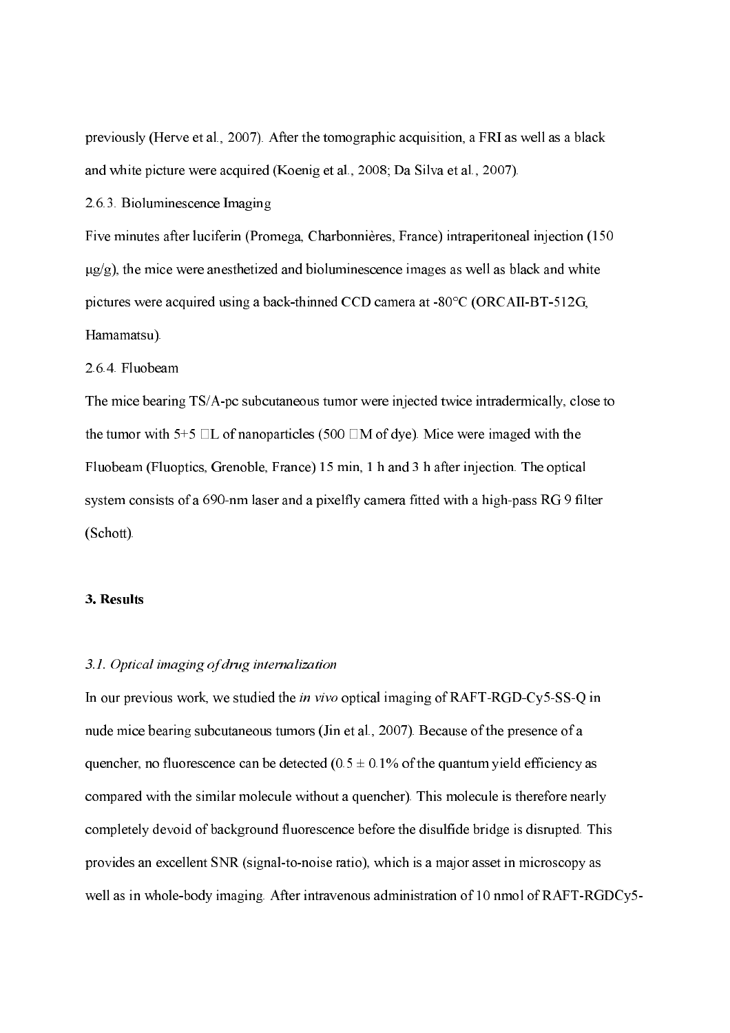previously (Herve et al., 2007). After the tomographic acquisition, a FRI as well as a black and white picture were acquired (Koenig et al., 2008; Da Silva et al., 2007).

2.6.3. Bioluminescence Imaging

Five minutes after luciferin (Promega, Charbonnières, France) intraperitoneal injection (150 μg/g), the mice were anesthetized and bioluminescence images as well as black and white pictures were acquired using a back-thinned CCD camera at -80°C (ORCAII-BT-512G, Hamamatsu).

2.6.4. Fluobeam

The mice bearing TS/A-pc subcutaneous tumor were injected twice intradermically, close to the tumor with 5+5 μL of nanoparticles (500 μM of dye). Mice were imaged with the Fluobeam (Fluoptics, Grenoble, France) 15 min, 1 h and 3 h after injection. The optical system consists of a 690-nm laser and a pixelfly camera fitted with a high-pass RG 9 filter (Schott).

## 3. Results

### *3.1. Optical imaging of drug internalization*

In our previous work, we studied the *in vivo* optical imaging of RAFT-RGD-Cy5-SS-Q in nude mice bearing subcutaneous tumors (Jin et al., 2007). Because of the presence of a quencher, no fluorescence can be detected ($0.5 \pm 0.1\%$ of the quantum yield efficiency as compared with the similar molecule without a quencher). This molecule is therefore nearly completely devoid of background fluorescence before the disulfide bridge is disrupted. This provides an excellent SNR (signal-to-noise ratio), which is a major asset in microscopy as well as in whole-body imaging. After intravenous administration of 10 nmol of RAFT-RGDCy5-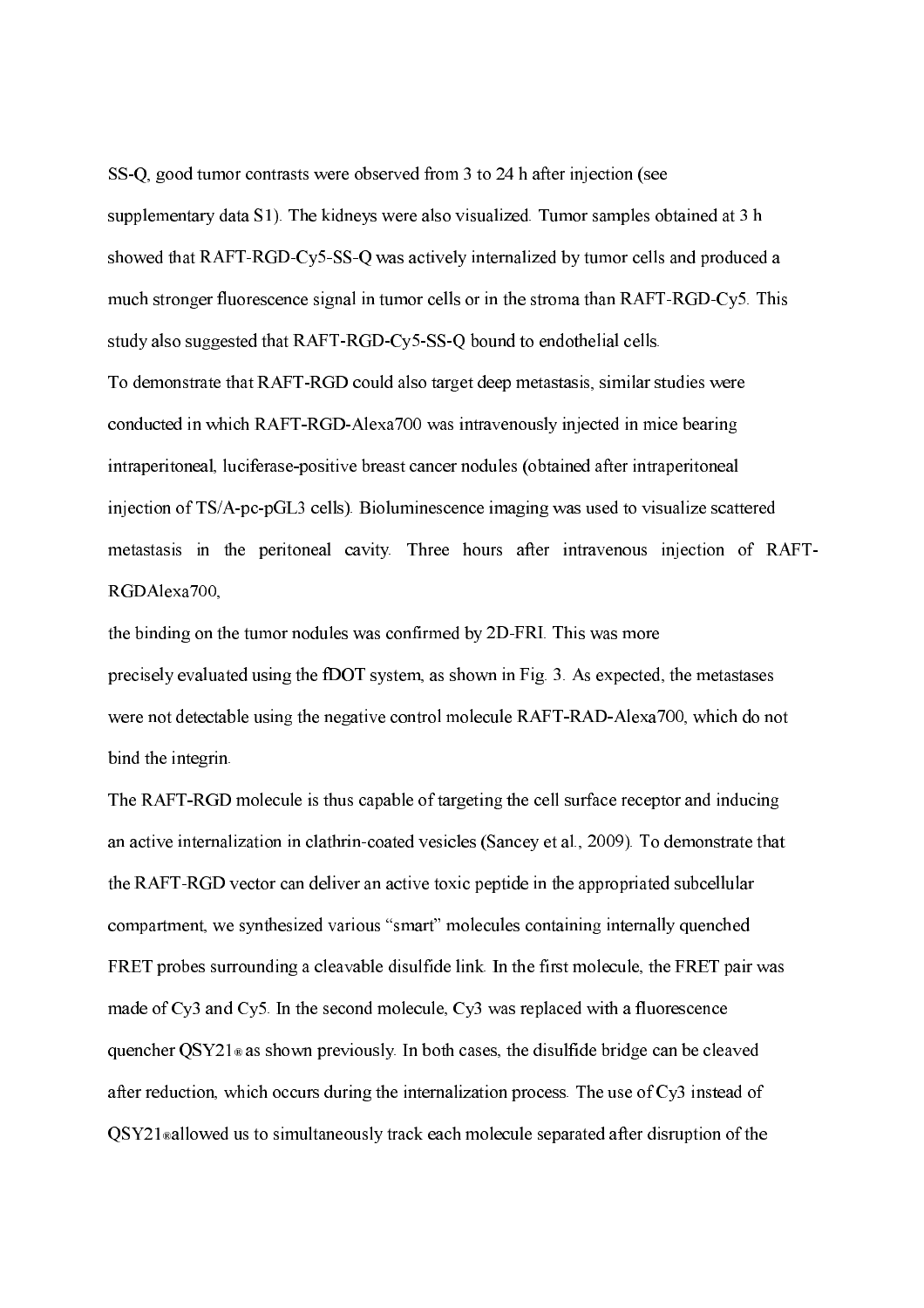SS-Q, good tumor contrasts were observed from 3 to 24 h after injection (see supplementary data S1). The kidneys were also visualized. Tumor samples obtained at 3 h showed that RAFT-RGD-Cy5-SS-Q was actively internalized by tumor cells and produced a much stronger fluorescence signal in tumor cells or in the stroma than RAFT-RGD-Cy5. This study also suggested that RAFT-RGD-Cy5-SS-Q bound to endothelial cells.

To demonstrate that RAFT-RGD could also target deep metastasis, similar studies were conducted in which RAFT-RGD-Alexa700 was intravenously injected in mice bearing intraperitoneal, luciferase-positive breast cancer nodules (obtained after intraperitoneal injection of TS/A-pc-pGL3 cells). Bioluminescence imaging was used to visualize scattered metastasis in the peritoneal cavity. Three hours after intravenous injection of RAFT-RGDAlexa700,

the binding on the tumor nodules was confirmed by 2D-FRI. This was more precisely evaluated using the fDOT system, as shown in Fig. 3. As expected, the metastases were not detectable using the negative control molecule RAFT-RAD-Alexa700, which do not bind the integrin.

The RAFT-RGD molecule is thus capable of targeting the cell surface receptor and inducing an active internalization in clathrin-coated vesicles (Sancey et al., 2009). To demonstrate that the RAFT-RGD vector can deliver an active toxic peptide in the appropriated subcellular compartment, we synthesized various "smart" molecules containing internally quenched FRET probes surrounding a cleavable disulfide link. In the first molecule, the FRET pair was made of Cy3 and Cy5. In the second molecule, Cy3 was replaced with a fluorescence quencher QSY21® as shown previously. In both cases, the disulfide bridge can be cleaved after reduction, which occurs during the internalization process. The use of Cy3 instead of QSY21® allowed us to simultaneously track each molecule separated after disruption of the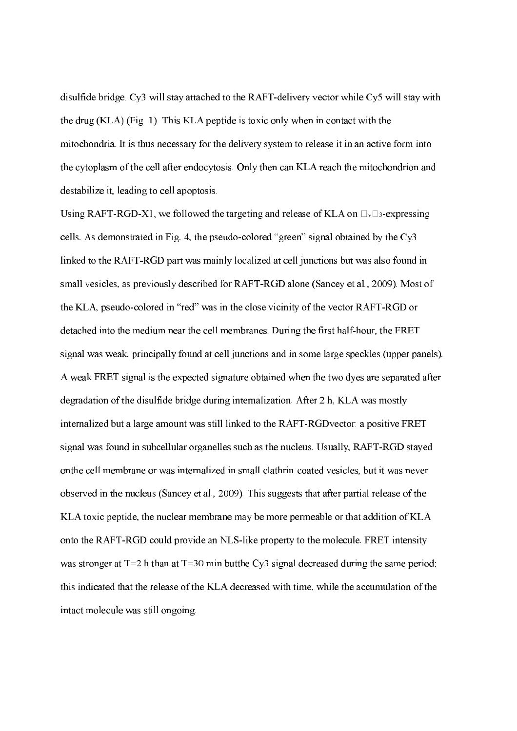disulfide bridge. Cy3 will stay attached to the RAFT-delivery vector while Cy5 will stay with the drug (KLA) (Fig. 1). This KLA peptide is toxic only when in contact with the mitochondria. It is thus necessary for the delivery system to release it in an active form into the cytoplasm of the cell after endocytosis. Only then can KLA reach the mitochondrion and destabilize it, leading to cell apoptosis.

Using RAFT-RGD-X1, we followed the targeting and release of KLA on $\alpha_v\beta_3$-expressing cells. As demonstrated in Fig. 4, the pseudo-colored "green" signal obtained by the Cy3 linked to the RAFT-RGD part was mainly localized at cell junctions but was also found in small vesicles, as previously described for RAFT-RGD alone (Sancey et al., 2009). Most of the KLA, pseudo-colored in "red" was in the close vicinity of the vector RAFT-RGD or detached into the medium near the cell membranes. During the first half-hour, the FRET signal was weak, principally found at cell junctions and in some large speckles (upper panels). A weak FRET signal is the expected signature obtained when the two dyes are separated after degradation of the disulfide bridge during internalization. After 2 h, KLA was mostly internalized but a large amount was still linked to the RAFT-RGDvector: a positive FRET signal was found in subcellular organelles such as the nucleus. Usually, RAFT-RGD stayed onthe cell membrane or was internalized in small clathrin-coated vesicles, but it was never observed in the nucleus (Sancey et al., 2009). This suggests that after partial release of the KLA toxic peptide, the nuclear membrane may be more permeable or that addition of KLA onto the RAFT-RGD could provide an NLS-like property to the molecule. FRET intensity was stronger at T=2 h than at T=30 min butthe Cy3 signal decreased during the same period: this indicated that the release of the KLA decreased with time, while the accumulation of the intact molecule was still ongoing.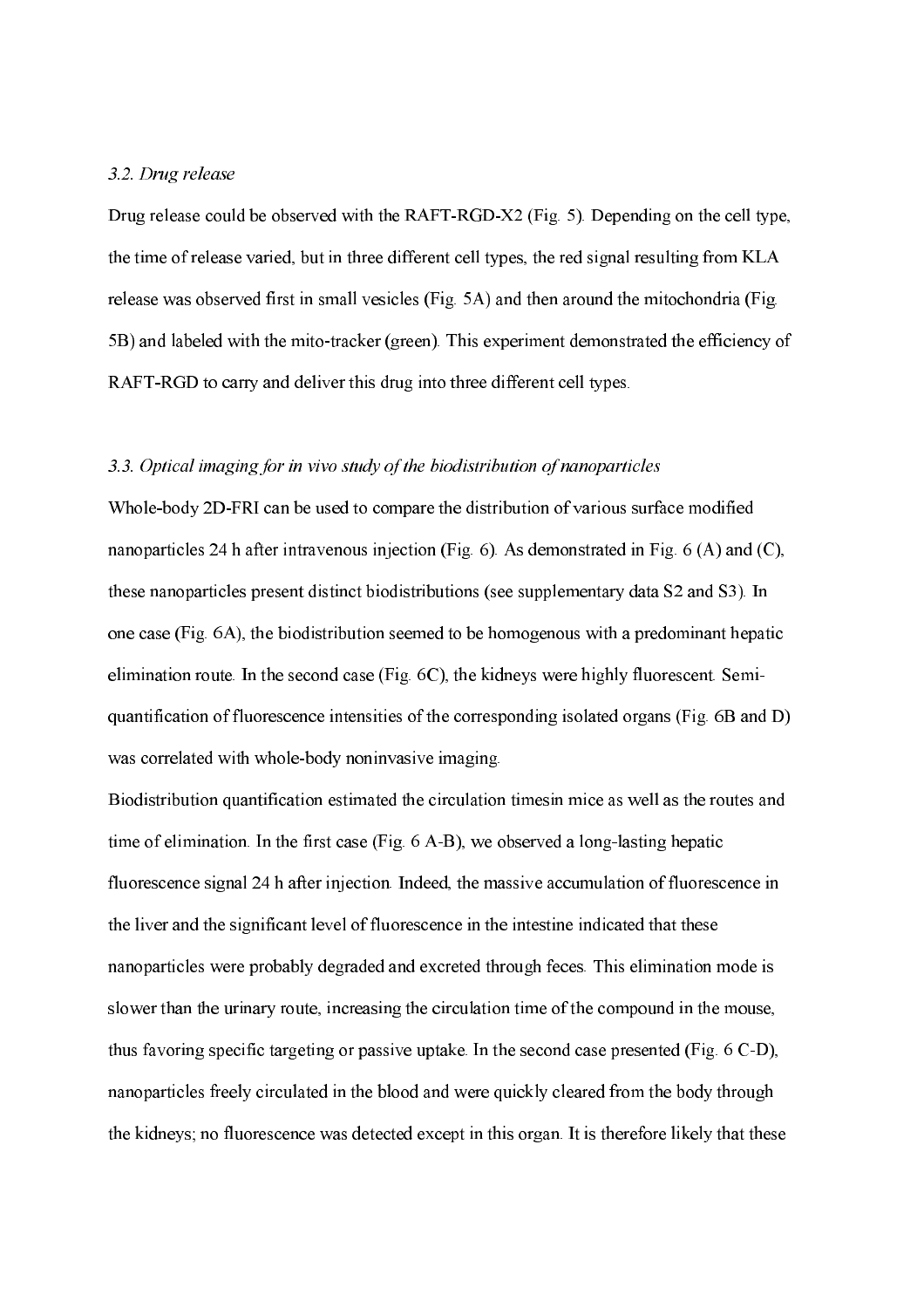### *3.2. Drug release*

Drug release could be observed with the RAFT-RGD-X2 (Fig. 5). Depending on the cell type, the time of release varied, but in three different cell types, the red signal resulting from KLA release was observed first in small vesicles (Fig. 5A) and then around the mitochondria (Fig. 5B) and labeled with the mito-tracker (green). This experiment demonstrated the efficiency of RAFT-RGD to carry and deliver this drug into three different cell types.

### *3.3. Optical imaging for in vivo study of the biodistribution of nanoparticles*

Whole-body 2D-FRI can be used to compare the distribution of various surface modified nanoparticles 24 h after intravenous injection (Fig. 6). As demonstrated in Fig. 6 (A) and (C), these nanoparticles present distinct biodistributions (see supplementary data S2 and S3). In one case (Fig. 6A), the biodistribution seemed to be homogenous with a predominant hepatic elimination route. In the second case (Fig. 6C), the kidneys were highly fluorescent. Semi-quantification of fluorescence intensities of the corresponding isolated organs (Fig. 6B and D) was correlated with whole-body noninvasive imaging.

Biodistribution quantification estimated the circulation timesin mice as well as the routes and time of elimination. In the first case (Fig. 6 A-B), we observed a long-lasting hepatic fluorescence signal 24 h after injection. Indeed, the massive accumulation of fluorescence in the liver and the significant level of fluorescence in the intestine indicated that these nanoparticles were probably degraded and excreted through feces. This elimination mode is slower than the urinary route, increasing the circulation time of the compound in the mouse, thus favoring specific targeting or passive uptake. In the second case presented (Fig. 6 C-D), nanoparticles freely circulated in the blood and were quickly cleared from the body through the kidneys; no fluorescence was detected except in this organ. It is therefore likely that these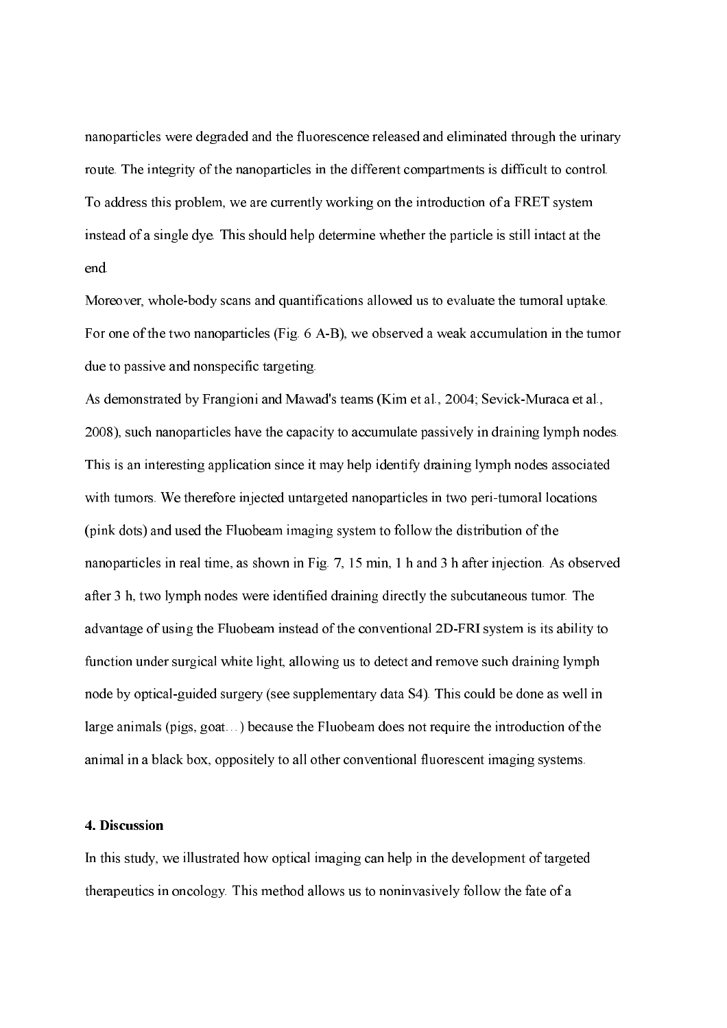nanoparticles were degraded and the fluorescence released and eliminated through the urinary route. The integrity of the nanoparticles in the different compartments is difficult to control. To address this problem, we are currently working on the introduction of a FRET system instead of a single dye. This should help determine whether the particle is still intact at the end.

Moreover, whole-body scans and quantifications allowed us to evaluate the tumoral uptake. For one of the two nanoparticles (Fig. 6 A-B), we observed a weak accumulation in the tumor due to passive and nonspecific targeting.

As demonstrated by Frangioni and Mawad's teams (Kim et al., 2004; Sevick-Muraca et al., 2008), such nanoparticles have the capacity to accumulate passively in draining lymph nodes. This is an interesting application since it may help identify draining lymph nodes associated with tumors. We therefore injected untargeted nanoparticles in two peri-tumoral locations (pink dots) and used the Fluobeam imaging system to follow the distribution of the nanoparticles in real time, as shown in Fig. 7, 15 min, 1 h and 3 h after injection. As observed after 3 h, two lymph nodes were identified draining directly the subcutaneous tumor. The advantage of using the Fluobeam instead of the conventional 2D-FRI system is its ability to function under surgical white light, allowing us to detect and remove such draining lymph node by optical-guided surgery (see supplementary data S4). This could be done as well in large animals (pigs, goat…) because the Fluobeam does not require the introduction of the animal in a black box, oppositely to all other conventional fluorescent imaging systems.

## 4. Discussion

In this study, we illustrated how optical imaging can help in the development of targeted therapeutics in oncology. This method allows us to noninvasively follow the fate of a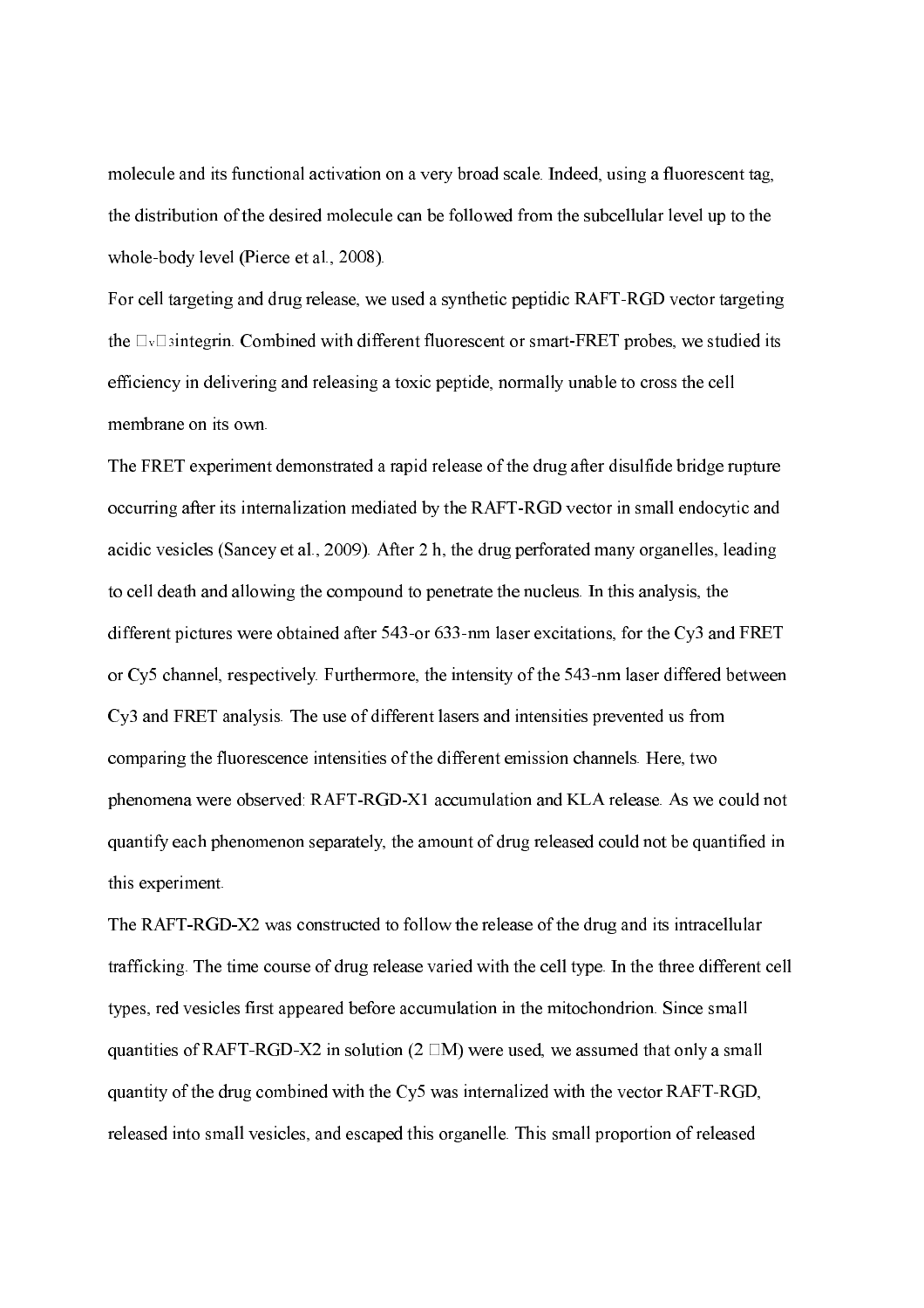molecule and its functional activation on a very broad scale. Indeed, using a fluorescent tag, the distribution of the desired molecule can be followed from the subcellular level up to the whole-body level (Pierce et al., 2008).

For cell targeting and drug release, we used a synthetic peptidic RAFT-RGD vector targeting the $\alpha_v\beta_3$ integrin. Combined with different fluorescent or smart-FRET probes, we studied its efficiency in delivering and releasing a toxic peptide, normally unable to cross the cell membrane on its own.

The FRET experiment demonstrated a rapid release of the drug after disulfide bridge rupture occurring after its internalization mediated by the RAFT-RGD vector in small endocytic and acidic vesicles (Sancey et al., 2009). After 2 h, the drug perforated many organelles, leading to cell death and allowing the compound to penetrate the nucleus. In this analysis, the different pictures were obtained after 543-or 633-nm laser excitations, for the Cy3 and FRET or Cy5 channel, respectively. Furthermore, the intensity of the 543-nm laser differed between Cy3 and FRET analysis. The use of different lasers and intensities prevented us from comparing the fluorescence intensities of the different emission channels. Here, two phenomena were observed: RAFT-RGD-X1 accumulation and KLA release. As we could not quantify each phenomenon separately, the amount of drug released could not be quantified in this experiment.

The RAFT-RGD-X2 was constructed to follow the release of the drug and its intracellular trafficking. The time course of drug release varied with the cell type. In the three different cell types, red vesicles first appeared before accumulation in the mitochondrion. Since small quantities of RAFT-RGD-X2 in solution (2 $\mu$M) were used, we assumed that only a small quantity of the drug combined with the Cy5 was internalized with the vector RAFT-RGD, released into small vesicles, and escaped this organelle. This small proportion of released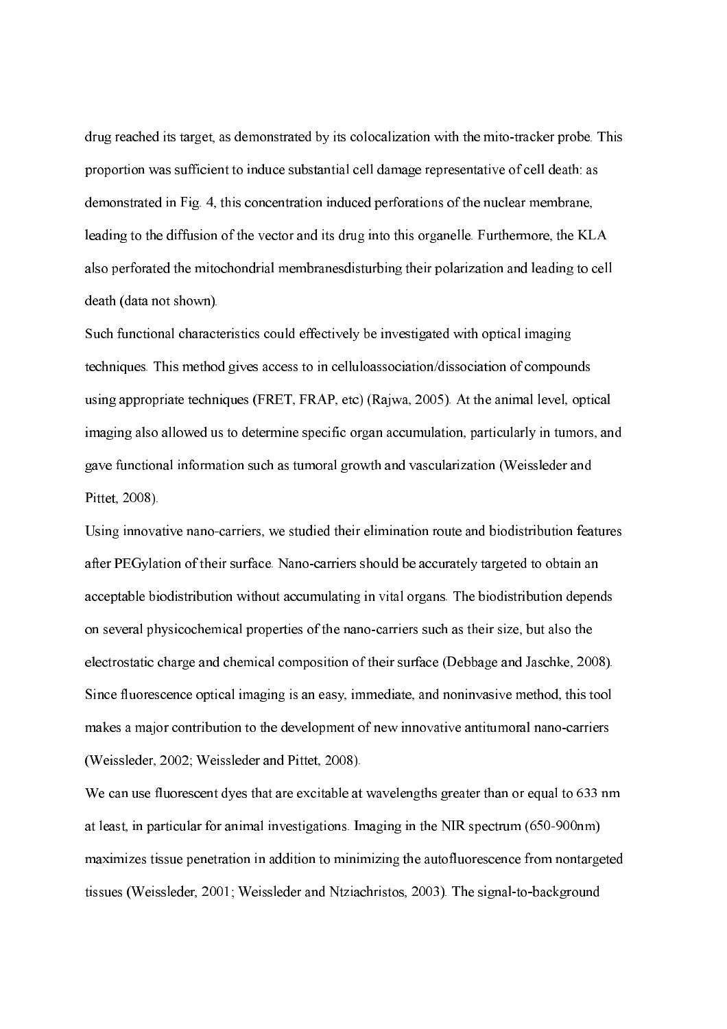drug reached its target, as demonstrated by its colocalization with the mito-tracker probe. This proportion was sufficient to induce substantial cell damage representative of cell death: as demonstrated in Fig. 4, this concentration induced perforations of the nuclear membrane, leading to the diffusion of the vector and its drug into this organelle. Furthermore, the KLA also perforated the mitochondrial membranesdisturbing their polarization and leading to cell death (data not shown).

Such functional characteristics could effectively be investigated with optical imaging techniques. This method gives access to in celluloassociation/dissociation of compounds using appropriate techniques (FRET, FRAP, etc) (Rajwa, 2005). At the animal level, optical imaging also allowed us to determine specific organ accumulation, particularly in tumors, and gave functional information such as tumoral growth and vascularization (Weissleder and Pittet, 2008).

Using innovative nano-carriers, we studied their elimination route and biodistribution features after PEGylation of their surface. Nano-carriers should be accurately targeted to obtain an acceptable biodistribution without accumulating in vital organs. The biodistribution depends on several physicochemical properties of the nano-carriers such as their size, but also the electrostatic charge and chemical composition of their surface (Debbage and Jaschke, 2008). Since fluorescence optical imaging is an easy, immediate, and noninvasive method, this tool makes a major contribution to the development of new innovative antitumoral nano-carriers (Weissleder, 2002; Weissleder and Pittet, 2008).

We can use fluorescent dyes that are excitable at wavelengths greater than or equal to 633 nm at least, in particular for animal investigations. Imaging in the NIR spectrum (650-900nm) maximizes tissue penetration in addition to minimizing the autofluorescence from nontargeted tissues (Weissleder, 2001; Weissleder and Ntziachristos, 2003). The signal-to-background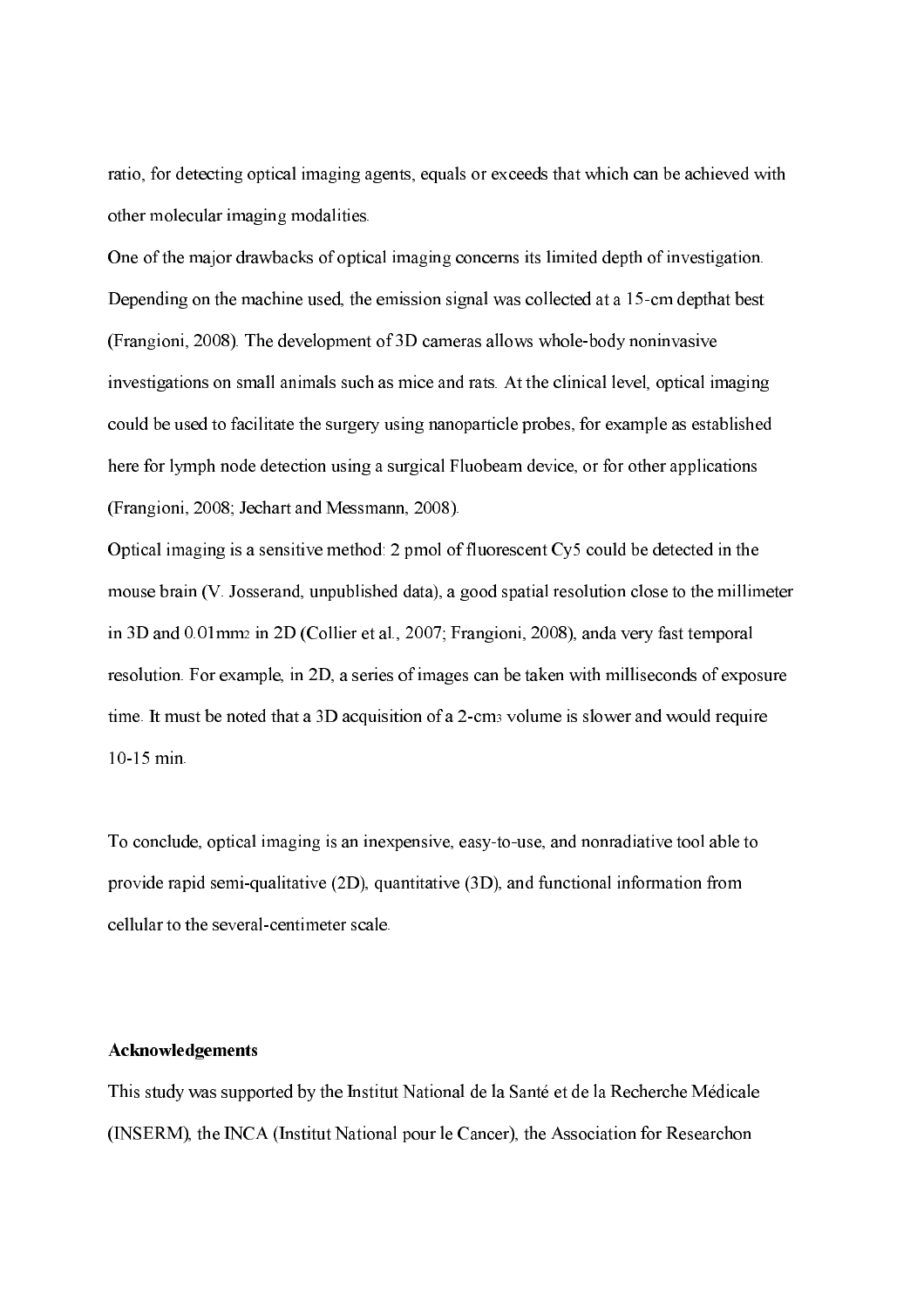ratio, for detecting optical imaging agents, equals or exceeds that which can be achieved with other molecular imaging modalities.

One of the major drawbacks of optical imaging concerns its limited depth of investigation. Depending on the machine used, the emission signal was collected at a 15-cm depthat best (Frangioni, 2008). The development of 3D cameras allows whole-body noninvasive investigations on small animals such as mice and rats. At the clinical level, optical imaging could be used to facilitate the surgery using nanoparticle probes, for example as established here for lymph node detection using a surgical Fluobeam device, or for other applications (Frangioni, 2008; Jechart and Messmann, 2008).

Optical imaging is a sensitive method: 2 pmol of fluorescent Cy5 could be detected in the mouse brain (V. Josserand, unpublished data), a good spatial resolution close to the millimeter in 3D and 0.01mm$^2$ in 2D (Collier et al., 2007; Frangioni, 2008), anda very fast temporal resolution. For example, in 2D, a series of images can be taken with milliseconds of exposure time. It must be noted that a 3D acquisition of a 2-cm$^3$ volume is slower and would require 10-15 min.

To conclude, optical imaging is an inexpensive, easy-to-use, and nonradiative tool able to provide rapid semi-qualitative (2D), quantitative (3D), and functional information from cellular to the several-centimeter scale.

**Acknowledgements**

This study was supported by the Institut National de la Santé et de la Recherche Médicale (INSERM), the INCA (Institut National pour le Cancer), the Association for Researchon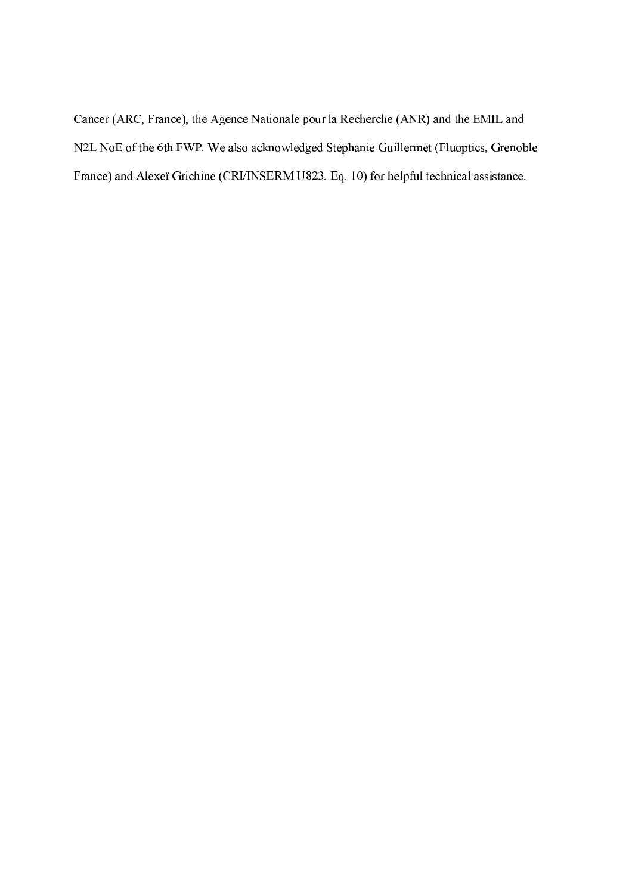Cancer (ARC, France), the Agence Nationale pour la Recherche (ANR) and the EMIL and N2L NoE of the 6th FWP. We also acknowledged Stéphanie Guillermet (Fluoptics, Grenoble France) and Alexeï Grichine (CRI/INSERM U823, Eq. 10) for helpful technical assistance.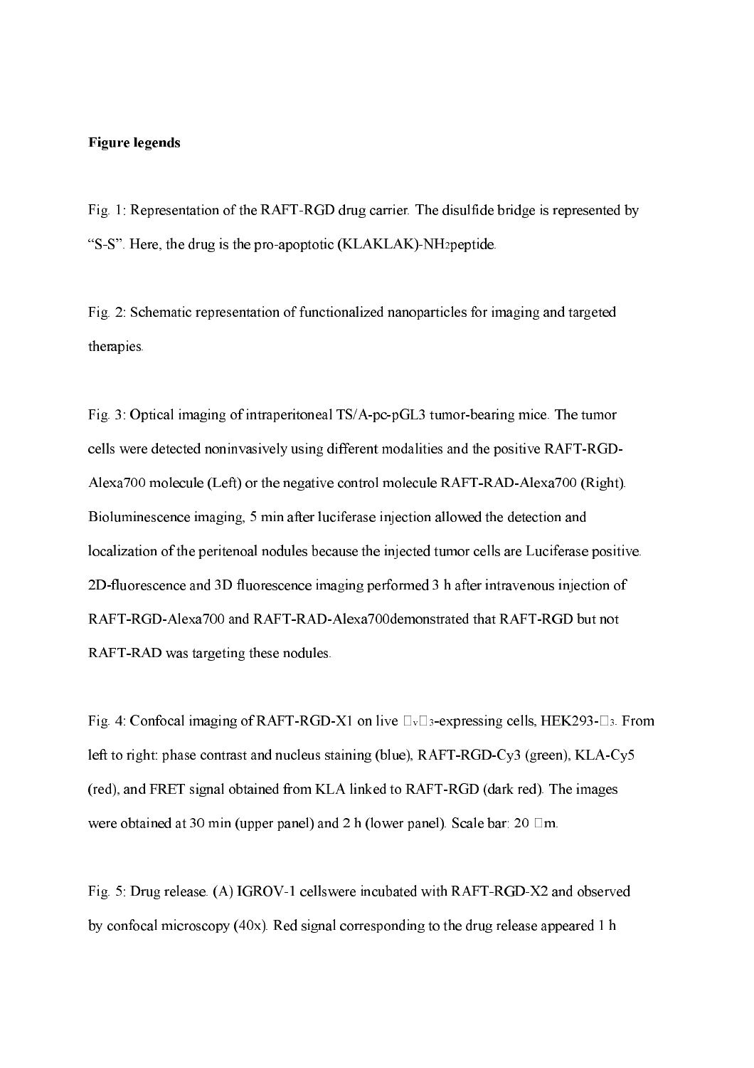**Figure legends**

Fig. 1: Representation of the RAFT-RGD drug carrier. The disulfide bridge is represented by "S-S". Here, the drug is the pro-apoptotic (KLAKLAK)-$NH_2$peptide.

Fig. 2: Schematic representation of functionalized nanoparticles for imaging and targeted therapies.

Fig. 3: Optical imaging of intraperitoneal TS/A-pc-pGL3 tumor-bearing mice. The tumor cells were detected noninvasively using different modalities and the positive RAFT-RGD-Alexa700 molecule (Left) or the negative control molecule RAFT-RAD-Alexa700 (Right). Bioluminescence imaging, 5 min after luciferase injection allowed the detection and localization of the peritenoal nodules because the injected tumor cells are Luciferase positive. 2D-fluorescence and 3D fluorescence imaging performed 3 h after intravenous injection of RAFT-RGD-Alexa700 and RAFT-RAD-Alexa700demonstrated that RAFT-RGD but not RAFT-RAD was targeting these nodules.

Fig. 4: Confocal imaging of RAFT-RGD-X1 on live $\alpha_v\beta_3$-expressing cells, HEK293-$\beta_3$. From left to right: phase contrast and nucleus staining (blue), RAFT-RGD-Cy3 (green), KLA-Cy5 (red), and FRET signal obtained from KLA linked to RAFT-RGD (dark red). The images were obtained at 30 min (upper panel) and 2 h (lower panel). Scale bar: 20 $\mu$m.

Fig. 5: Drug release. (A) IGROV-1 cellswere incubated with RAFT-RGD-X2 and observed by confocal microscopy (40x). Red signal corresponding to the drug release appeared 1 h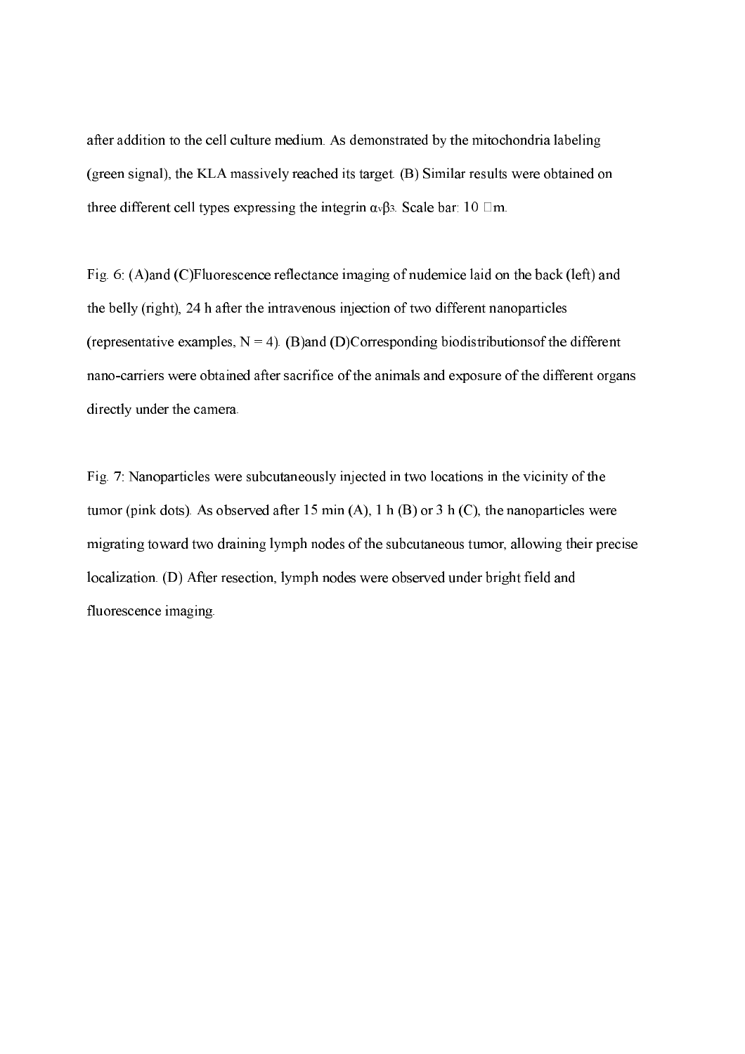after addition to the cell culture medium. As demonstrated by the mitochondria labeling (green signal), the KLA massively reached its target. (B) Similar results were obtained on three different cell types expressing the integrin $\alpha_v\beta_3$. Scale bar: 10 µm.

Fig. 6: (A)and (C)Fluorescence reflectance imaging of nudemice laid on the back (left) and the belly (right), 24 h after the intravenous injection of two different nanoparticles (representative examples, N = 4). (B)and (D)Corresponding biodistributionsof the different nano-carriers were obtained after sacrifice of the animals and exposure of the different organs directly under the camera.

Fig. 7: Nanoparticles were subcutaneously injected in two locations in the vicinity of the tumor (pink dots). As observed after 15 min (A), 1 h (B) or 3 h (C), the nanoparticles were migrating toward two draining lymph nodes of the subcutaneous tumor, allowing their precise localization. (D) After resection, lymph nodes were observed under bright field and fluorescence imaging.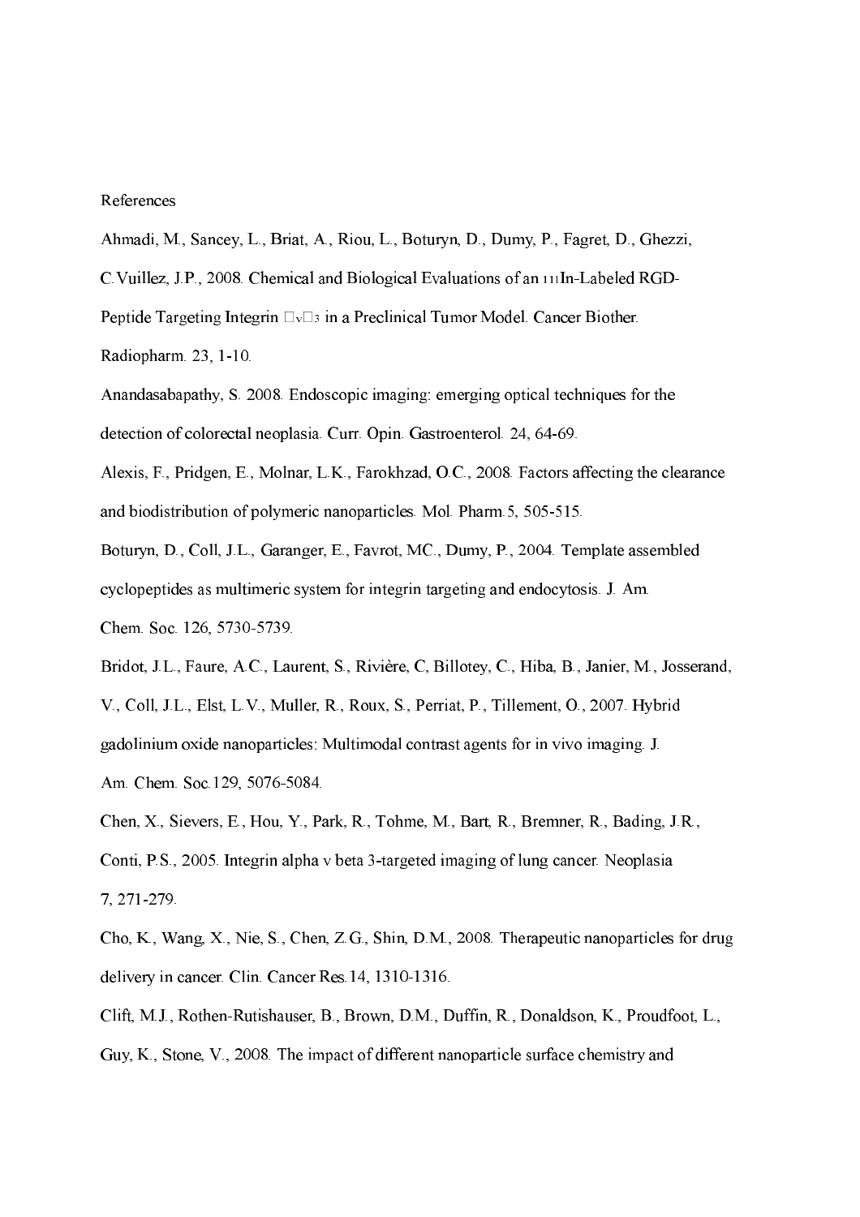References

Ahmadi, M., Sancey, L., Briat, A., Riou, L., Boturyn, D., Dumy, P., Fagret, D., Ghezzi, C.Vuillez, J.P., 2008. Chemical and Biological Evaluations of an $^{111}$In-Labeled RGD-Peptide Targeting Integrin $\alpha_v\beta_3$ in a Preclinical Tumor Model. Cancer Biother. Radiopharm. 23, 1-10.

Anandasabapathy, S. 2008. Endoscopic imaging: emerging optical techniques for the detection of colorectal neoplasia. Curr. Opin. Gastroenterol. 24, 64-69.

Alexis, F., Pridgen, E., Molnar, L.K., Farokhzad, O.C., 2008. Factors affecting the clearance and biodistribution of polymeric nanoparticles. Mol. Pharm.5, 505-515.

Boturyn, D., Coll, J.L., Garanger, E., Favrot, MC., Dumy, P., 2004. Template assembled cyclopeptides as multimeric system for integrin targeting and endocytosis. J. Am. Chem. Soc. 126, 5730-5739.

Bridot, J.L., Faure, A.C., Laurent, S., Rivière, C, Billotey, C., Hiba, B., Janier, M., Josserand, V., Coll, J.L., Elst, L.V., Muller, R., Roux, S., Perriat, P., Tillement, O., 2007. Hybrid gadolinium oxide nanoparticles: Multimodal contrast agents for in vivo imaging. J. Am. Chem. Soc.129, 5076-5084.

Chen, X., Sievers, E., Hou, Y., Park, R., Tohme, M., Bart, R., Bremner, R., Bading, J.R., Conti, P.S., 2005. Integrin alpha v beta 3-targeted imaging of lung cancer. Neoplasia 7, 271-279.

Cho, K., Wang, X., Nie, S., Chen, Z.G., Shin, D.M., 2008. Therapeutic nanoparticles for drug delivery in cancer. Clin. Cancer Res.14, 1310-1316.

Clift, M.J., Rothen-Rutishauser, B., Brown, D.M., Duffin, R., Donaldson, K., Proudfoot, L., Guy, K., Stone, V., 2008. The impact of different nanoparticle surface chemistry and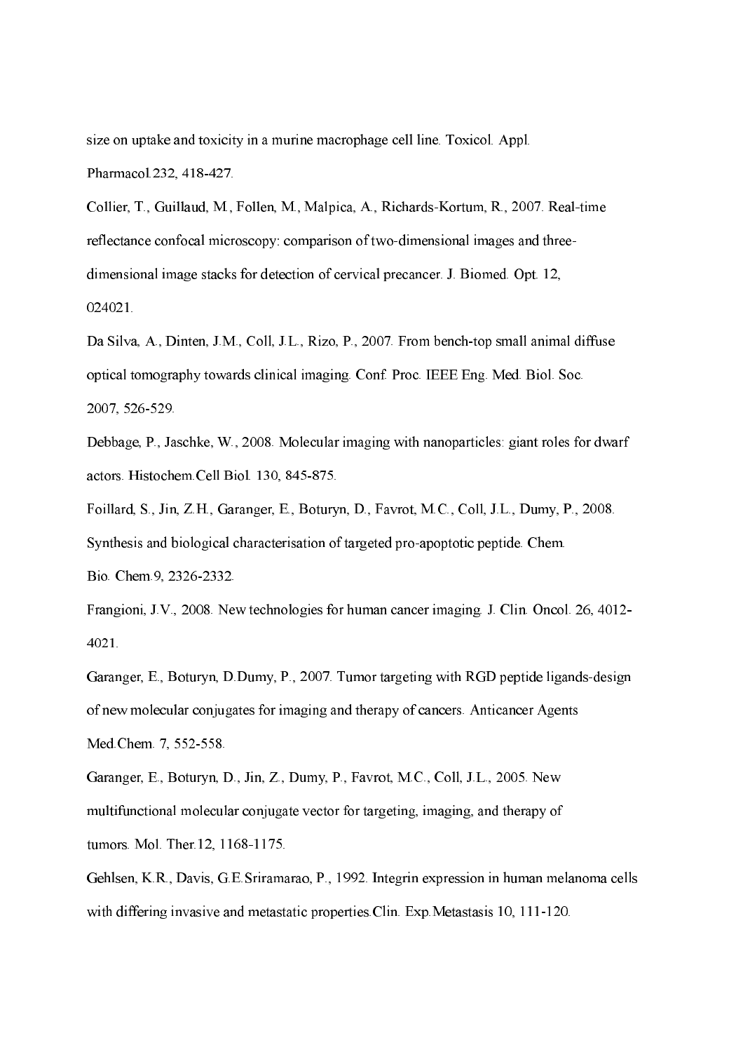size on uptake and toxicity in a murine macrophage cell line. Toxicol. Appl. Pharmacol.232, 418-427.

Collier, T., Guillaud, M., Follen, M., Malpica, A., Richards-Kortum, R., 2007. Real-time reflectance confocal microscopy: comparison of two-dimensional images and three-dimensional image stacks for detection of cervical precancer. J. Biomed. Opt. 12, 024021.

Da Silva, A., Dinten, J.M., Coll, J.L., Rizo, P., 2007. From bench-top small animal diffuse optical tomography towards clinical imaging. Conf. Proc. IEEE Eng. Med. Biol. Soc. 2007, 526-529.

Debbage, P., Jaschke, W., 2008. Molecular imaging with nanoparticles: giant roles for dwarf actors. Histochem.Cell Biol. 130, 845-875.

Foillard, S., Jin, Z.H., Garanger, E., Boturyn, D., Favrot, M.C., Coll, J.L., Dumy, P., 2008. Synthesis and biological characterisation of targeted pro-apoptotic peptide. Chem. Bio. Chem.9, 2326-2332.

Frangioni, J.V., 2008. New technologies for human cancer imaging. J. Clin. Oncol. 26, 4012-4021.

Garanger, E., Boturyn, D.Dumy, P., 2007. Tumor targeting with RGD peptide ligands-design of new molecular conjugates for imaging and therapy of cancers. Anticancer Agents Med.Chem. 7, 552-558.

Garanger, E., Boturyn, D., Jin, Z., Dumy, P., Favrot, M.C., Coll, J.L., 2005. New multifunctional molecular conjugate vector for targeting, imaging, and therapy of tumors. Mol. Ther.12, 1168-1175.

Gehlsen, K.R., Davis, G.E.Sriramarao, P., 1992. Integrin expression in human melanoma cells with differing invasive and metastatic properties.Clin. Exp.Metastasis 10, 111-120.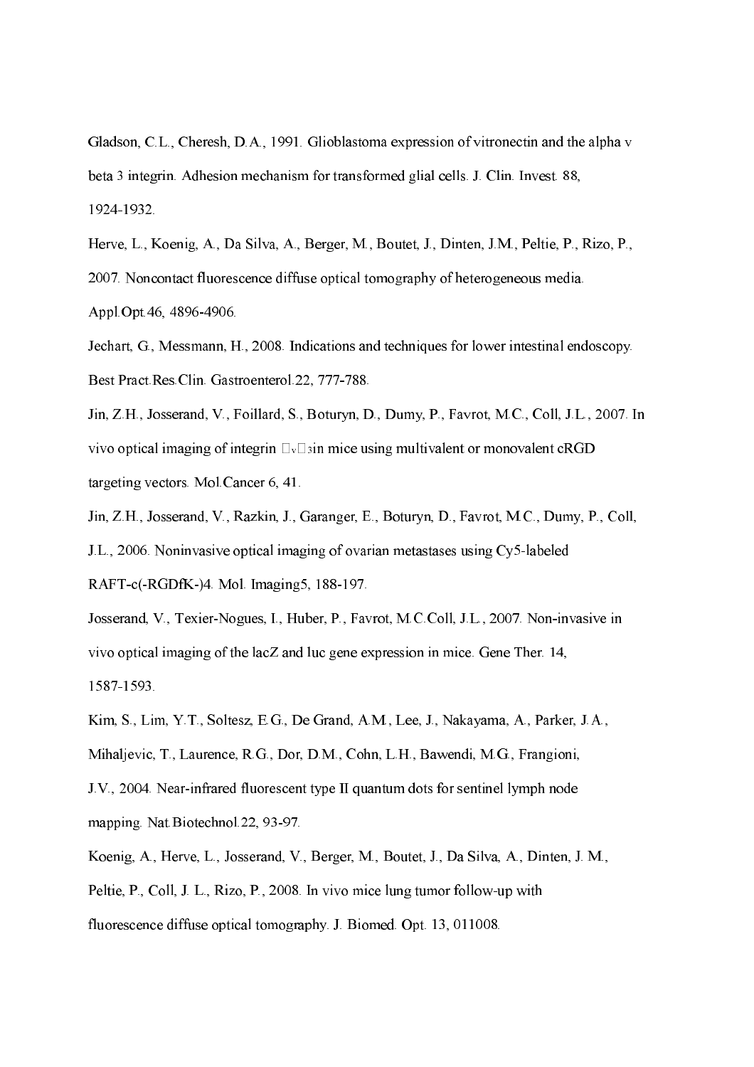Gladson, C.L., Cheresh, D.A., 1991. Glioblastoma expression of vitronectin and the alpha v beta 3 integrin. Adhesion mechanism for transformed glial cells. J. Clin. Invest. 88, 1924-1932.

Herve, L., Koenig, A., Da Silva, A., Berger, M., Boutet, J., Dinten, J.M., Peltie, P., Rizo, P., 2007. Noncontact fluorescence diffuse optical tomography of heterogeneous media. Appl.Opt.46, 4896-4906.

Jechart, G., Messmann, H., 2008. Indications and techniques for lower intestinal endoscopy. Best Pract.Res.Clin. Gastroenterol.22, 777-788.

Jin, Z.H., Josserand, V., Foillard, S., Boturyn, D., Dumy, P., Favrot, M.C., Coll, J.L., 2007. In vivo optical imaging of integrin $\alpha_v\beta_3$in mice using multivalent or monovalent cRGD targeting vectors. Mol.Cancer 6, 41.

Jin, Z.H., Josserand, V., Razkin, J., Garanger, E., Boturyn, D., Favrot, M.C., Dumy, P., Coll, J.L., 2006. Noninvasive optical imaging of ovarian metastases using Cy5-labeled RAFT-c(-RGDfK-)4. Mol. Imaging5, 188-197.

Josserand, V., Texier-Nogues, I., Huber, P., Favrot, M.C.Coll, J.L., 2007. Non-invasive in vivo optical imaging of the lacZ and luc gene expression in mice. Gene Ther. 14, 1587-1593.

Kim, S., Lim, Y.T., Soltesz, E.G., De Grand, A.M., Lee, J., Nakayama, A., Parker, J.A., Mihaljevic, T., Laurence, R.G., Dor, D.M., Cohn, L.H., Bawendi, M.G., Frangioni, J.V., 2004. Near-infrared fluorescent type II quantum dots for sentinel lymph node mapping. Nat.Biotechnol.22, 93-97.

Koenig, A., Herve, L., Josserand, V., Berger, M., Boutet, J., Da Silva, A., Dinten, J. M., Peltie, P., Coll, J. L., Rizo, P., 2008. In vivo mice lung tumor follow-up with fluorescence diffuse optical tomography. J. Biomed. Opt. 13, 011008.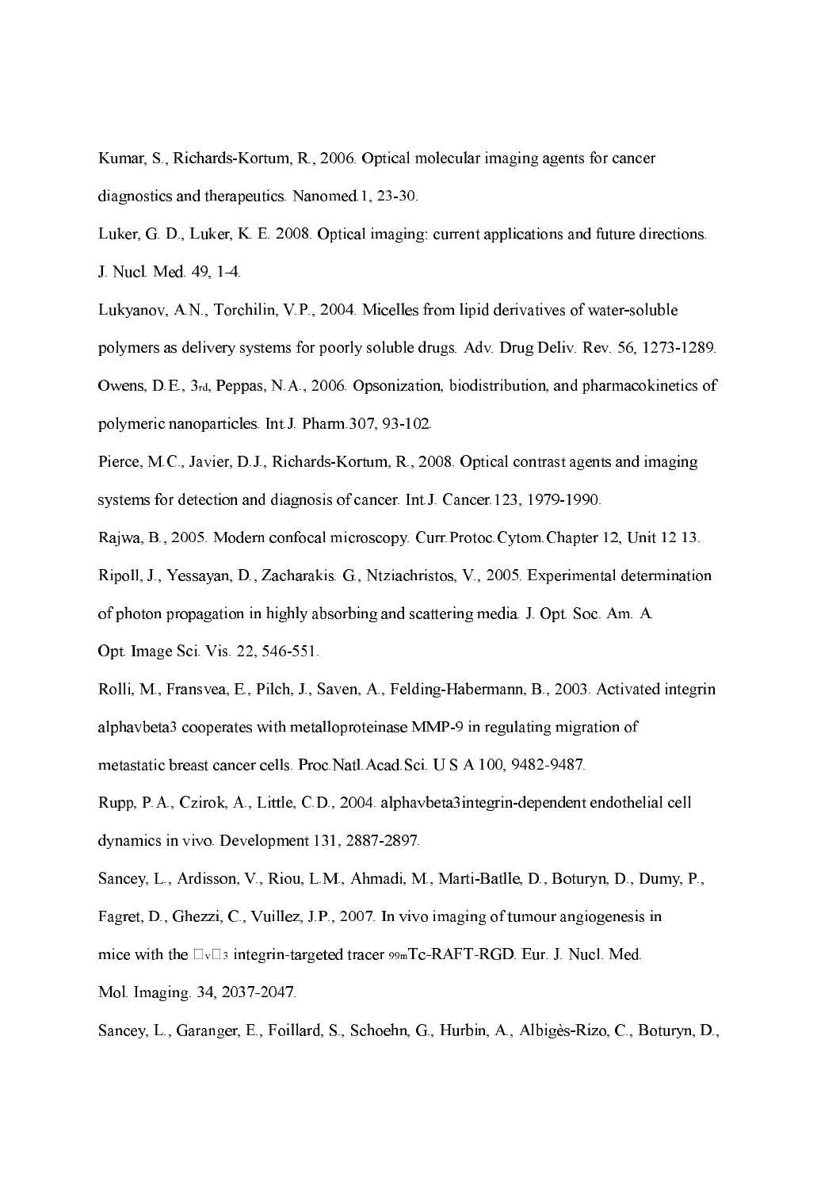Kumar, S., Richards-Kortum, R., 2006. Optical molecular imaging agents for cancer diagnostics and therapeutics. Nanomed.1, 23-30.

Luker, G. D., Luker, K. E. 2008. Optical imaging: current applications and future directions. J. Nucl. Med. 49, 1-4.

Lukyanov, A.N., Torchilin, V.P., 2004. Micelles from lipid derivatives of water-soluble polymers as delivery systems for poorly soluble drugs. Adv. Drug Deliv. Rev. 56, 1273-1289.

Owens, D.E., 3rd, Peppas, N.A., 2006. Opsonization, biodistribution, and pharmacokinetics of polymeric nanoparticles. Int.J. Pharm.307, 93-102.

Pierce, M.C., Javier, D.J., Richards-Kortum, R., 2008. Optical contrast agents and imaging systems for detection and diagnosis of cancer. Int.J. Cancer.123, 1979-1990.

Rajwa, B., 2005. Modern confocal microscopy. Curr.Protoc.Cytom.Chapter 12, Unit 12 13.

Ripoll, J., Yessayan, D., Zacharakis. G., Ntziachristos, V., 2005. Experimental determination of photon propagation in highly absorbing and scattering media. J. Opt. Soc. Am. A Opt. Image Sci. Vis. 22, 546-551.

Rolli, M., Fransvea, E., Pilch, J., Saven, A., Felding-Habermann, B., 2003. Activated integrin alphavbeta3 cooperates with metalloproteinase MMP-9 in regulating migration of metastatic breast cancer cells. Proc.Natl.Acad.Sci. U S A 100, 9482-9487.

Rupp, P.A., Czirok, A., Little, C.D., 2004. alphavbeta3integrin-dependent endothelial cell dynamics in vivo. Development 131, 2887-2897.

Sancey, L., Ardisson, V., Riou, L.M., Ahmadi, M., Marti-Batlle, D., Boturyn, D., Dumy, P., Fagret, D., Ghezzi, C., Vuillez, J.P., 2007. In vivo imaging of tumour angiogenesis in mice with the $\alpha_v\beta_3$ integrin-targeted tracer $^{99m}$Tc-RAFT-RGD. Eur. J. Nucl. Med. Mol. Imaging. 34, 2037-2047.

Sancey, L., Garanger, E., Foillard, S., Schoehn, G., Hurbin, A., Albigès-Rizo, C., Boturyn, D.,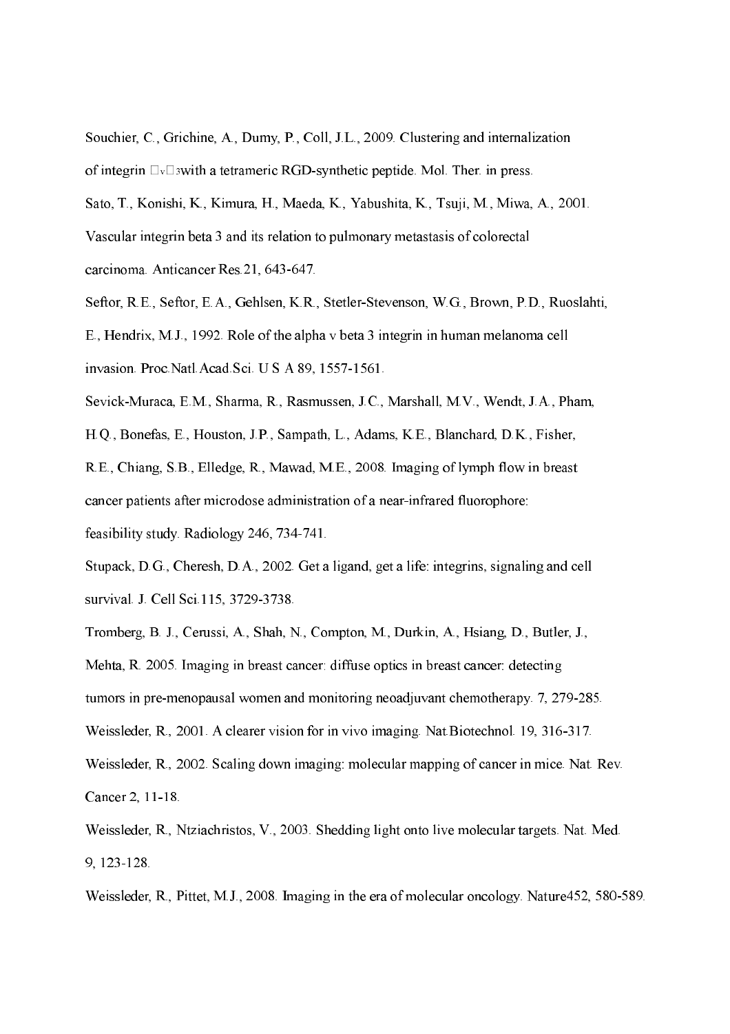Souchier, C., Grichine, A., Dumy, P., Coll, J.L., 2009. Clustering and internalization of integrin $\alpha_v\beta_3$ with a tetrameric RGD-synthetic peptide. Mol. Ther. in press.

Sato, T., Konishi, K., Kimura, H., Maeda, K., Yabushita, K., Tsuji, M., Miwa, A., 2001. Vascular integrin beta 3 and its relation to pulmonary metastasis of colorectal carcinoma. Anticancer Res.21, 643-647.

Seftor, R.E., Seftor, E.A., Gehlsen, K.R., Stetler-Stevenson, W.G., Brown, P.D., Ruoslahti, E., Hendrix, M.J., 1992. Role of the alpha v beta 3 integrin in human melanoma cell invasion. Proc.Natl.Acad.Sci. U.S A 89, 1557-1561.

Sevick-Muraca, E.M., Sharma, R., Rasmussen, J.C., Marshall, M.V., Wendt, J.A., Pham, H.Q., Bonefas, E., Houston, J.P., Sampath, L., Adams, K.E., Blanchard, D.K., Fisher, R.E., Chiang, S.B., Elledge, R., Mawad, M.E., 2008. Imaging of lymph flow in breast cancer patients after microdose administration of a near-infrared fluorophore: feasibility study. Radiology 246, 734-741.

Stupack, D.G., Cheresh, D.A., 2002. Get a ligand, get a life: integrins, signaling and cell survival. J. Cell Sci.115, 3729-3738.

Tromberg, B. J., Cerussi, A., Shah, N., Compton, M., Durkin, A., Hsiang, D., Butler, J., Mehta, R. 2005. Imaging in breast cancer: diffuse optics in breast cancer: detecting tumors in pre-menopausal women and monitoring neoadjuvant chemotherapy. 7, 279-285.

Weissleder, R., 2001. A clearer vision for in vivo imaging. Nat.Biotechnol. 19, 316-317.

Weissleder, R., 2002. Scaling down imaging: molecular mapping of cancer in mice. Nat. Rev. Cancer 2, 11-18.

Weissleder, R., Ntziachristos, V., 2003. Shedding light onto live molecular targets. Nat. Med. 9, 123-128.

Weissleder, R., Pittet, M.J., 2008. Imaging in the era of molecular oncology. Nature452, 580-589.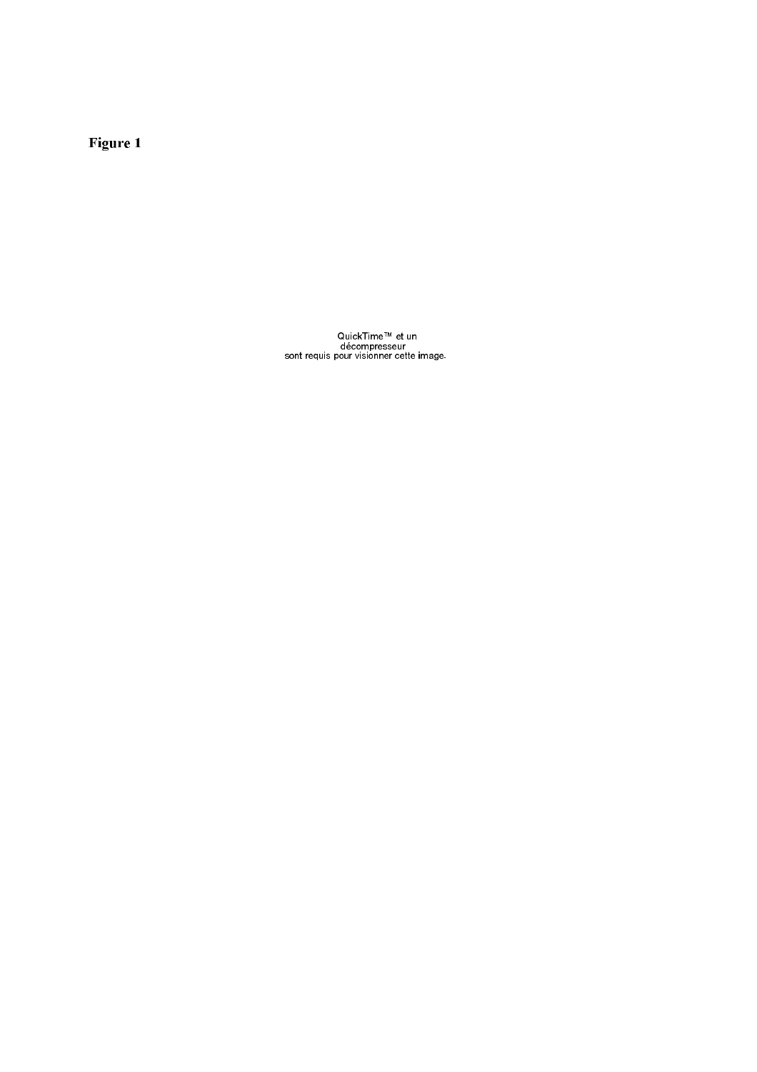**Figure 1**

QuickTime™ et un
décompresseur
sont requis pour visionner cette image.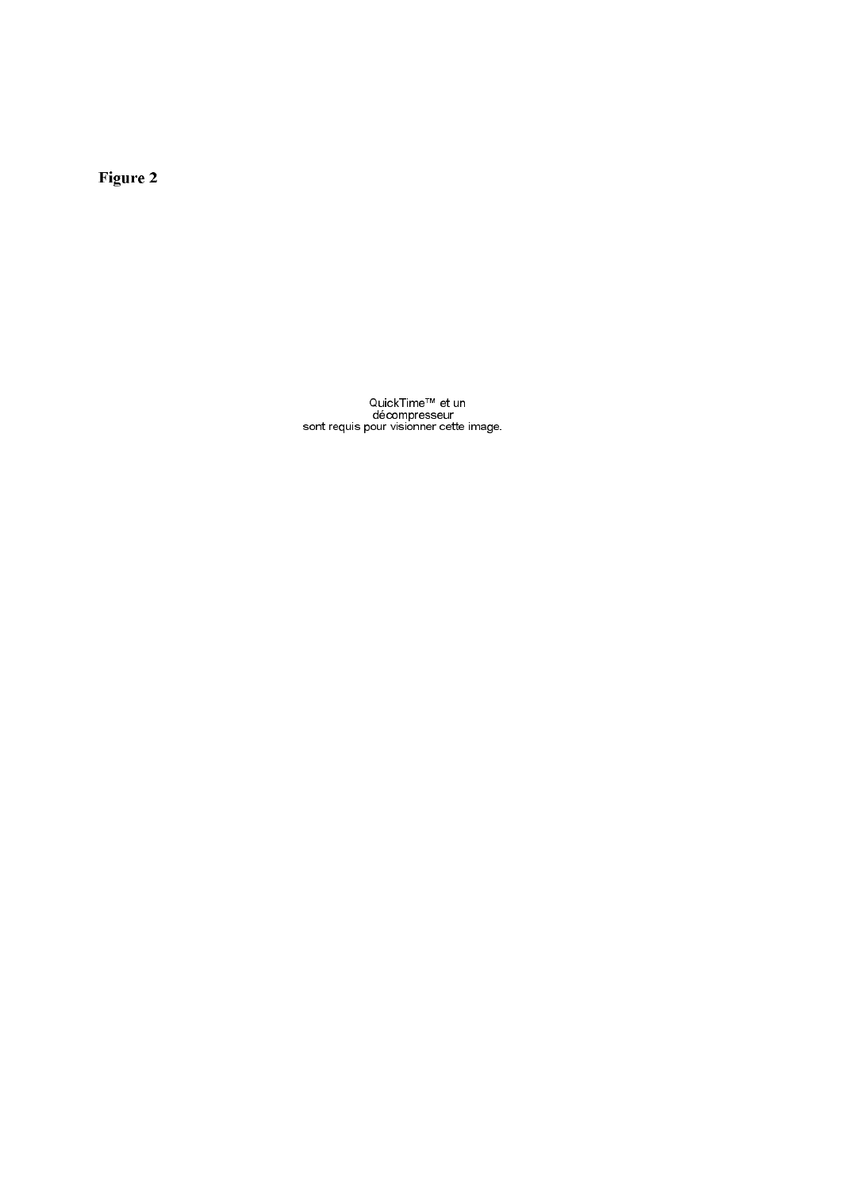**Figure 2**

QuickTime™ et un
décompresseur
sont requis pour visionner cette image.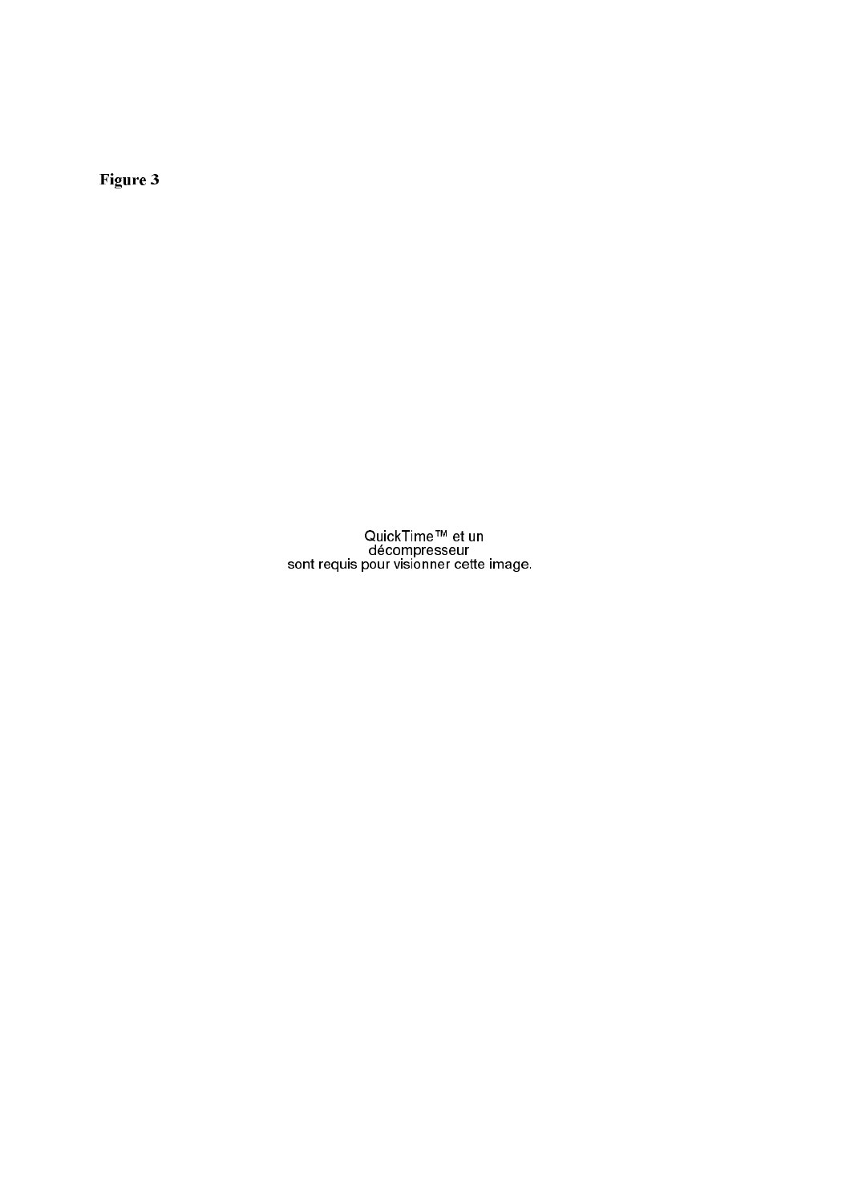**Figure 3**

QuickTime™ et un
décompresseur
sont requis pour visionner cette image.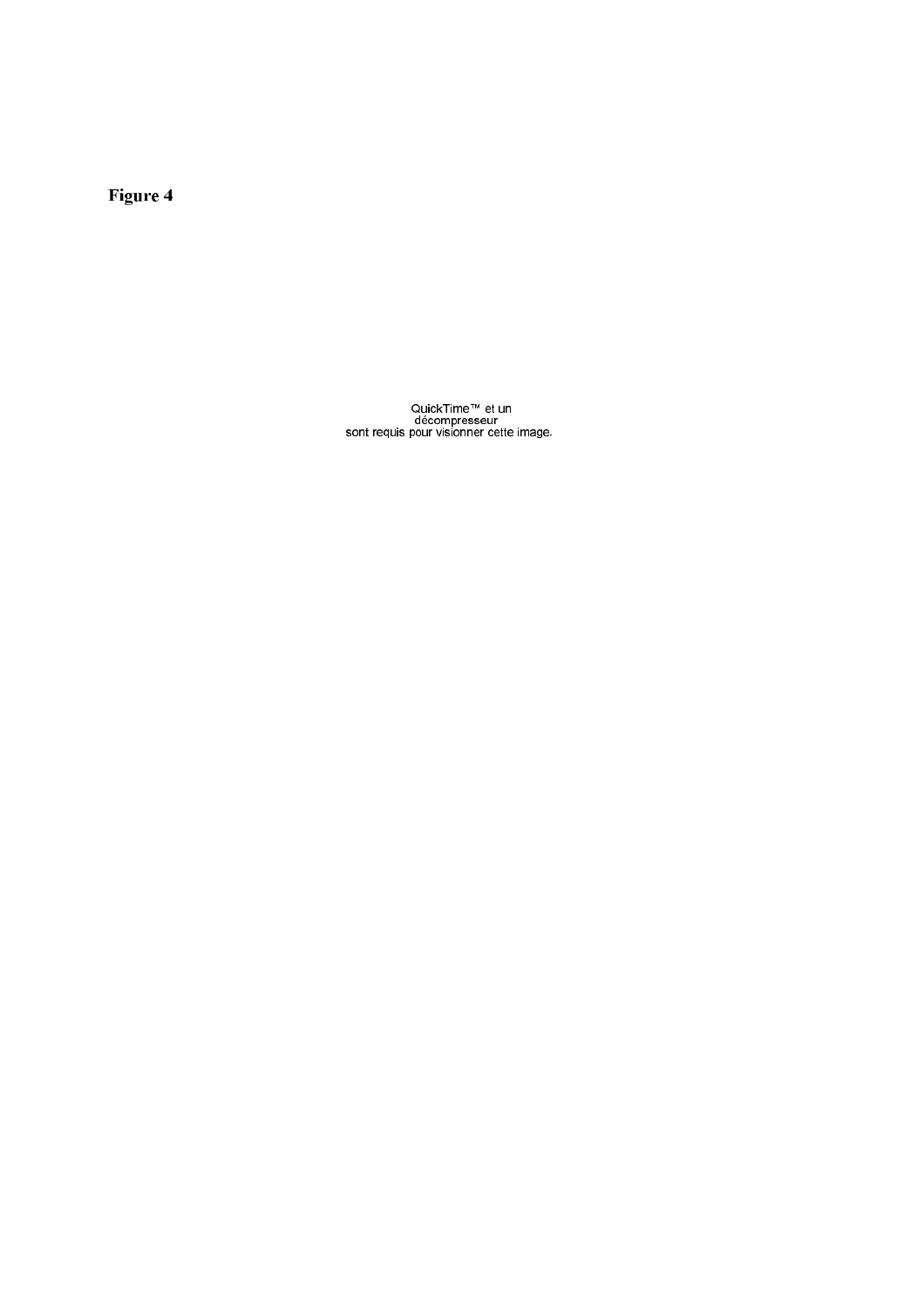**Figure 4**

QuickTime™ et un
décompresseur
sont requis pour visionner cette image.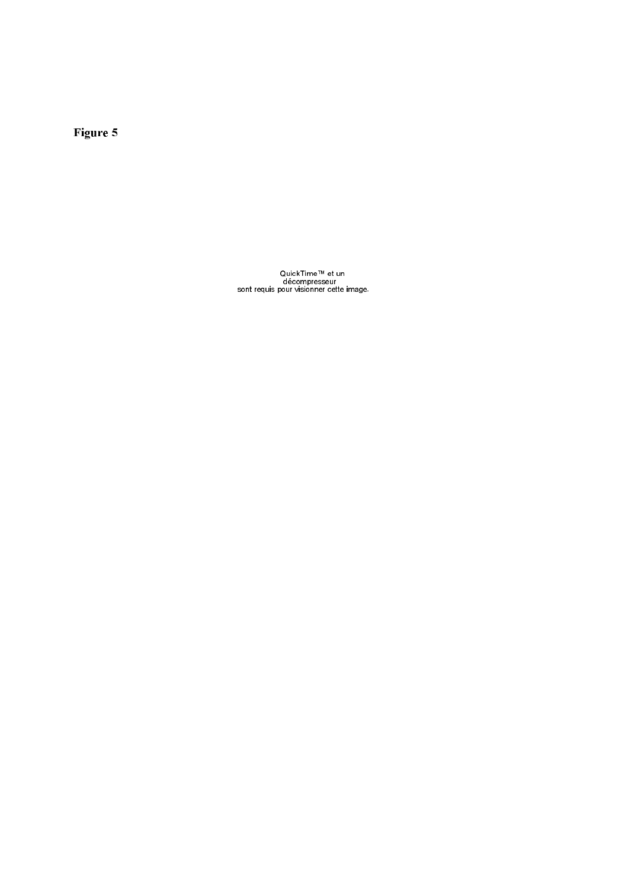**Figure 5**

QuickTime™ et un
décompresseur
sont requis pour visionner cette image.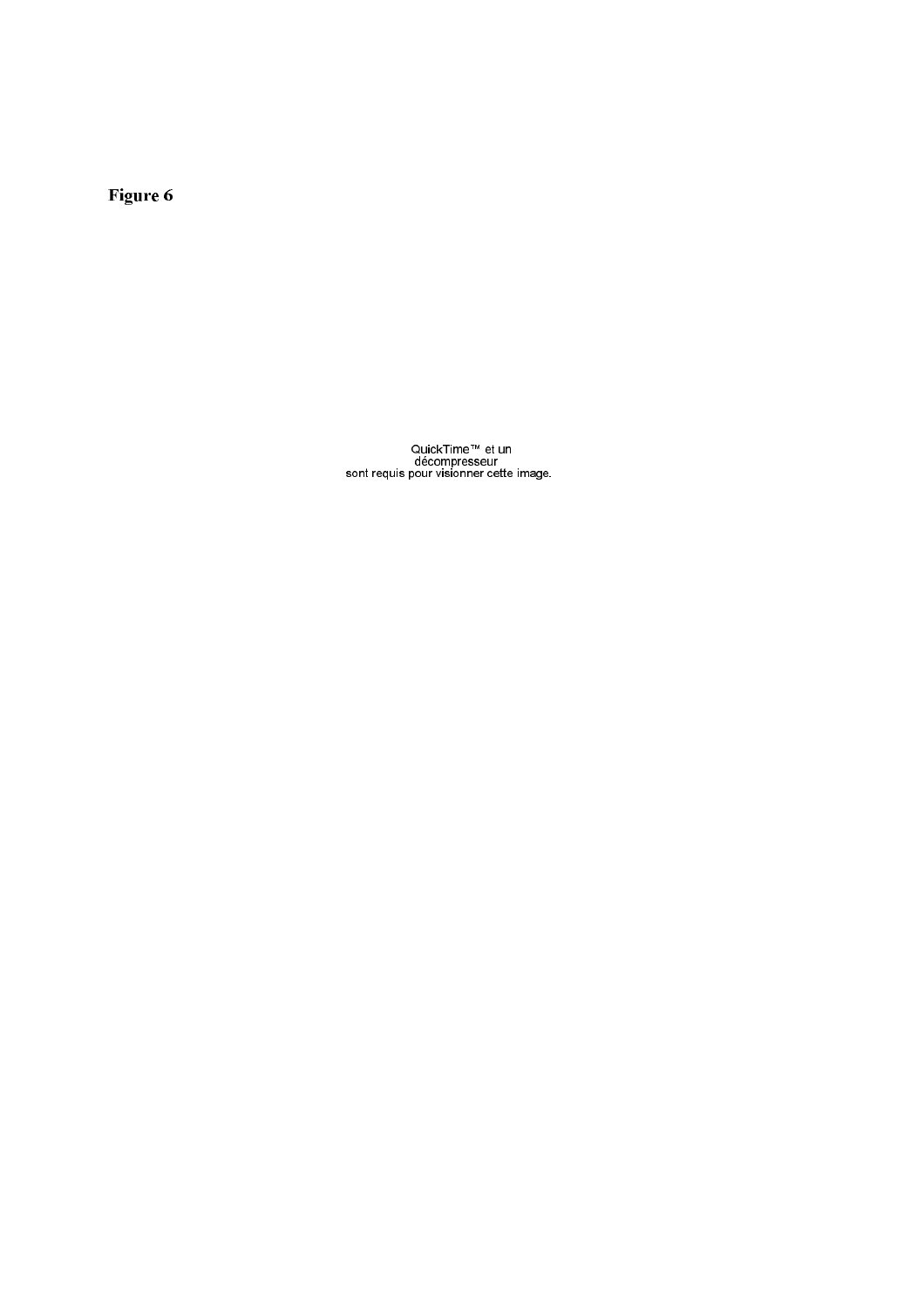**Figure 6**

QuickTime™ et un
décompresseur
sont requis pour visionner cette image.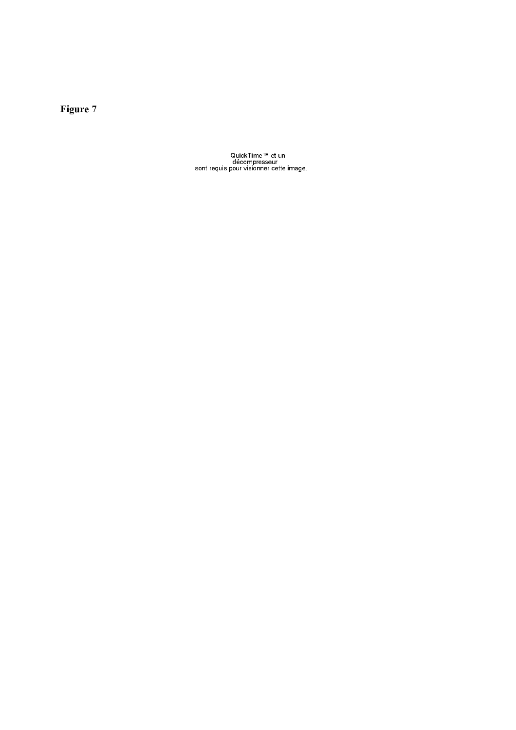**Figure 7**

QuickTime™ et un
décompresseur
sont requis pour visionner cette image.